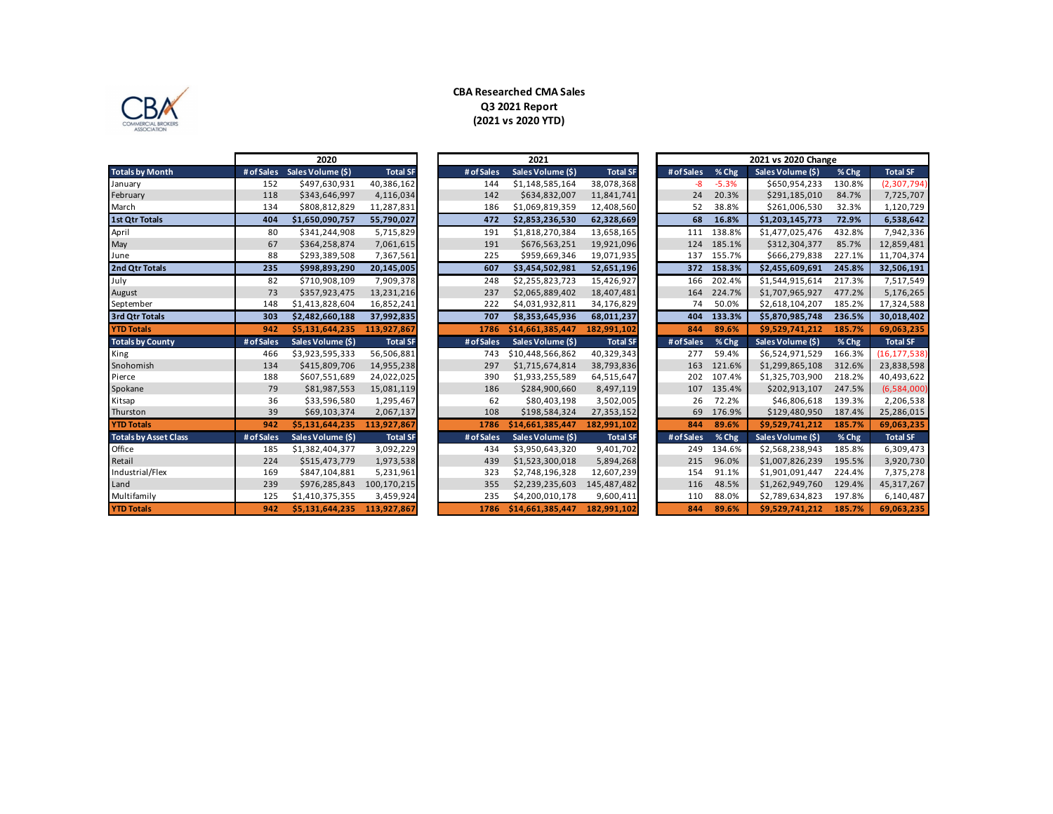# CBA Researched CMA Sales
## Q3 2021 Report
### (2021 vs 2020 YTD)

| | 2020 | | | 2021 | | | 2021 vs 2020 Change | | | | |
|---|---|---|---|---|---|---|---|---|---|---|---|
| **Totals by Month** | **# of Sales** | **Sales Volume ($)** | **Total SF** | **# of Sales** | **Sales Volume ($)** | **Total SF** | **# of Sales** | **% Chg** | **Sales Volume ($)** | **% Chg** | **Total SF** |
| January | 152 | $497,630,931 | 40,386,162 | 144 | $1,148,585,164 | 38,078,368 | -8 | -5.3% | $650,954,233 | 130.8% | (2,307,794) |
| February | 118 | $343,646,997 | 4,116,034 | 142 | $634,832,007 | 11,841,741 | 24 | 20.3% | $291,185,010 | 84.7% | 7,725,707 |
| March | 134 | $808,812,829 | 11,287,831 | 186 | $1,069,819,359 | 12,408,560 | 52 | 38.8% | $261,006,530 | 32.3% | 1,120,729 |
| **1st Qtr Totals** | **404** | **$1,650,090,757** | **55,790,027** | **472** | **$2,853,236,530** | **62,328,669** | **68** | **16.8%** | **$1,203,145,773** | **72.9%** | **6,538,642** |
| April | 80 | $341,244,908 | 5,715,829 | 191 | $1,818,270,384 | 13,658,165 | 111 | 138.8% | $1,477,025,476 | 432.8% | 7,942,336 |
| May | 67 | $364,258,874 | 7,061,615 | 191 | $676,563,251 | 19,921,096 | 124 | 185.1% | $312,304,377 | 85.7% | 12,859,481 |
| June | 88 | $293,389,508 | 7,367,561 | 225 | $959,669,346 | 19,071,935 | 137 | 155.7% | $666,279,838 | 227.1% | 11,704,374 |
| **2nd Qtr Totals** | **235** | **$998,893,290** | **20,145,005** | **607** | **$3,454,502,981** | **52,651,196** | **372** | **158.3%** | **$2,455,609,691** | **245.8%** | **32,506,191** |
| July | 82 | $710,908,109 | 7,909,378 | 248 | $2,255,823,723 | 15,426,927 | 166 | 202.4% | $1,544,915,614 | 217.3% | 7,517,549 |
| August | 73 | $357,923,475 | 13,231,216 | 237 | $2,065,889,402 | 18,407,481 | 164 | 224.7% | $1,707,965,927 | 477.2% | 5,176,265 |
| September | 148 | $1,413,828,604 | 16,852,241 | 222 | $4,031,932,811 | 34,176,829 | 74 | 50.0% | $2,618,104,207 | 185.2% | 17,324,588 |
| **3rd Qtr Totals** | **303** | **$2,482,660,188** | **37,992,835** | **707** | **$8,353,645,936** | **68,011,237** | **404** | **133.3%** | **$5,870,985,748** | **236.5%** | **30,018,402** |
| **YTD Totals** | **942** | **$5,131,644,235** | **113,927,867** | **1786** | **$14,661,385,447** | **182,991,102** | **844** | **89.6%** | **$9,529,741,212** | **185.7%** | **69,063,235** |
| **Totals by County** | **# of Sales** | **Sales Volume ($)** | **Total SF** | **# of Sales** | **Sales Volume ($)** | **Total SF** | **# of Sales** | **% Chg** | **Sales Volume ($)** | **% Chg** | **Total SF** |
| King | 466 | $3,923,595,333 | 56,506,881 | 743 | $10,448,566,862 | 40,329,343 | 277 | 59.4% | $6,524,971,529 | 166.3% | (16,177,538) |
| Snohomish | 134 | $415,809,706 | 14,955,238 | 297 | $1,715,674,814 | 38,793,836 | 163 | 121.6% | $1,299,865,108 | 312.6% | 23,838,598 |
| Pierce | 188 | $607,551,689 | 24,022,025 | 390 | $1,933,255,589 | 64,515,647 | 202 | 107.4% | $1,325,703,900 | 218.2% | 40,493,622 |
| Spokane | 79 | $81,987,553 | 15,081,119 | 186 | $284,900,660 | 8,497,119 | 107 | 135.4% | $202,913,107 | 247.5% | (6,584,000) |
| Kitsap | 36 | $33,596,580 | 1,295,467 | 62 | $80,403,198 | 3,502,005 | 26 | 72.2% | $46,806,618 | 139.3% | 2,206,538 |
| Thurston | 39 | $69,103,374 | 2,067,137 | 108 | $198,584,324 | 27,353,152 | 69 | 176.9% | $129,480,950 | 187.4% | 25,286,015 |
| **YTD Totals** | **942** | **$5,131,644,235** | **113,927,867** | **1786** | **$14,661,385,447** | **182,991,102** | **844** | **89.6%** | **$9,529,741,212** | **185.7%** | **69,063,235** |
| **Totals by Asset Class** | **# of Sales** | **Sales Volume ($)** | **Total SF** | **# of Sales** | **Sales Volume ($)** | **Total SF** | **# of Sales** | **% Chg** | **Sales Volume ($)** | **% Chg** | **Total SF** |
| Office | 185 | $1,382,404,377 | 3,092,229 | 434 | $3,950,643,320 | 9,401,702 | 249 | 134.6% | $2,568,238,943 | 185.8% | 6,309,473 |
| Retail | 224 | $515,473,779 | 1,973,538 | 439 | $1,523,300,018 | 5,894,268 | 215 | 96.0% | $1,007,826,239 | 195.5% | 3,920,730 |
| Industrial/Flex | 169 | $847,104,881 | 5,231,961 | 323 | $2,748,196,328 | 12,607,239 | 154 | 91.1% | $1,901,091,447 | 224.4% | 7,375,278 |
| Land | 239 | $976,285,843 | 100,170,215 | 355 | $2,239,235,603 | 145,487,482 | 116 | 48.5% | $1,262,949,760 | 129.4% | 45,317,267 |
| Multifamily | 125 | $1,410,375,355 | 3,459,924 | 235 | $4,200,010,178 | 9,600,411 | 110 | 88.0% | $2,789,634,823 | 197.8% | 6,140,487 |
| **YTD Totals** | **942** | **$5,131,644,235** | **113,927,867** | **1786** | **$14,661,385,447** | **182,991,102** | **844** | **89.6%** | **$9,529,741,212** | **185.7%** | **69,063,235** |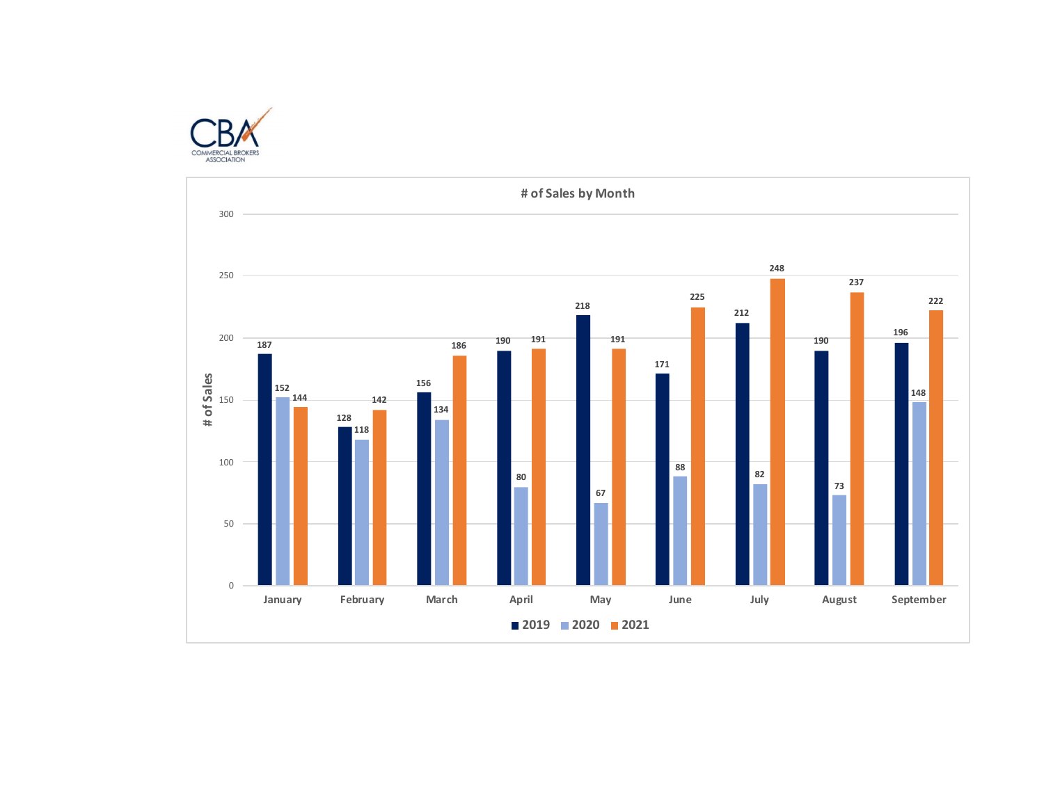# of Sales by Month

| Month | 2019 | 2020 | 2021 |
|---|---|---|---|
| January | 187 | 152 | 144 |
| February | 128 | 118 | 142 |
| March | 156 | 134 | 186 |
| April | 190 | 80 | 191 |
| May | 218 | 67 | 191 |
| June | 171 | 88 | 225 |
| July | 212 | 82 | 248 |
| August | 190 | 73 | 237 |
| September | 196 | 148 | 222 |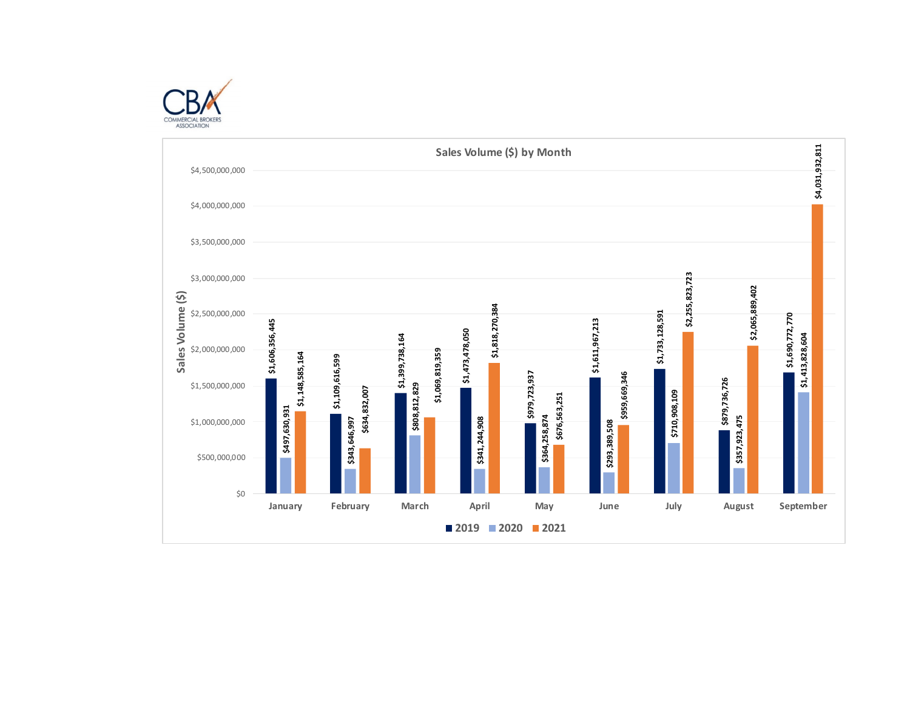CBA
COMMERCIAL BROKERS ASSOCIATION

## Sales Volume ($) by Month

| Month | 2019 | 2020 | 2021 |
| --- | --- | --- | --- |
| January | $1,606,356,445 | $497,630,931 | $1,148,585,164 |
| February | $1,109,616,599 | $343,646,997 | $634,832,007 |
| March | $1,399,738,164 | $808,812,829 | $1,069,819,359 |
| April | $1,473,478,050 | $341,244,908 | $1,818,270,384 |
| May | $979,723,937 | $364,258,874 | $676,563,251 |
| June | $1,611,967,213 | $293,389,508 | $959,669,346 |
| July | $1,733,128,591 | $710,908,109 | $2,255,823,723 |
| August | $879,736,726 | $357,923,475 | $2,065,889,402 |
| September | $1,690,772,770 | $1,413,828,604 | $4,031,932,811 |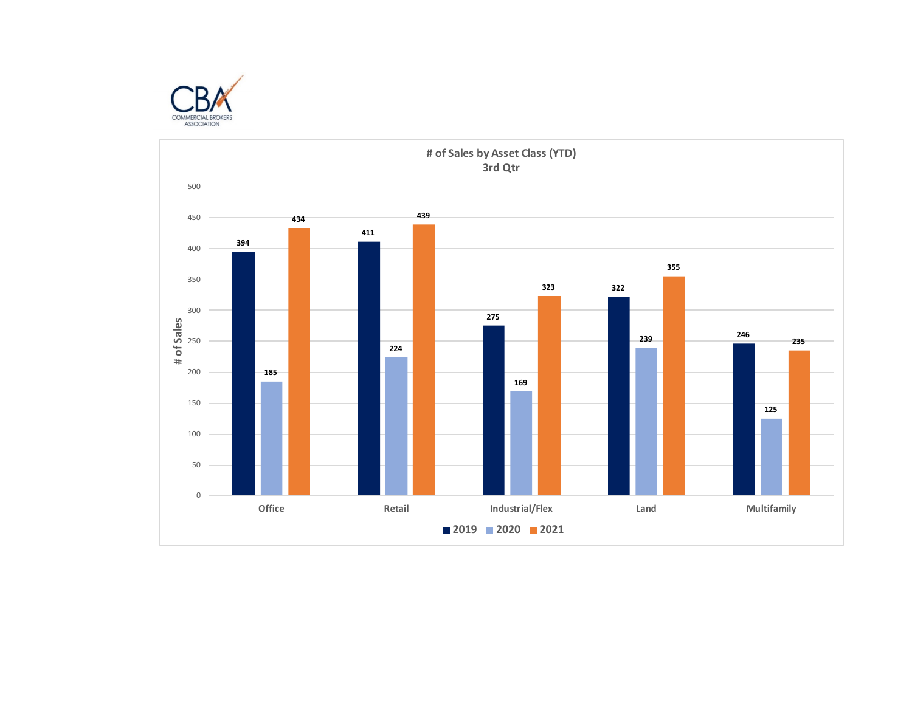CBA
COMMERCIAL BROKERS ASSOCIATION

## # of Sales by Asset Class (YTD)
### 3rd Qtr

| Asset Class | 2019 | 2020 | 2021 |
|---|---|---|---|
| Office | 394 | 185 | 434 |
| Retail | 411 | 224 | 439 |
| Industrial/Flex | 275 | 169 | 323 |
| Land | 322 | 239 | 355 |
| Multifamily | 246 | 125 | 235 |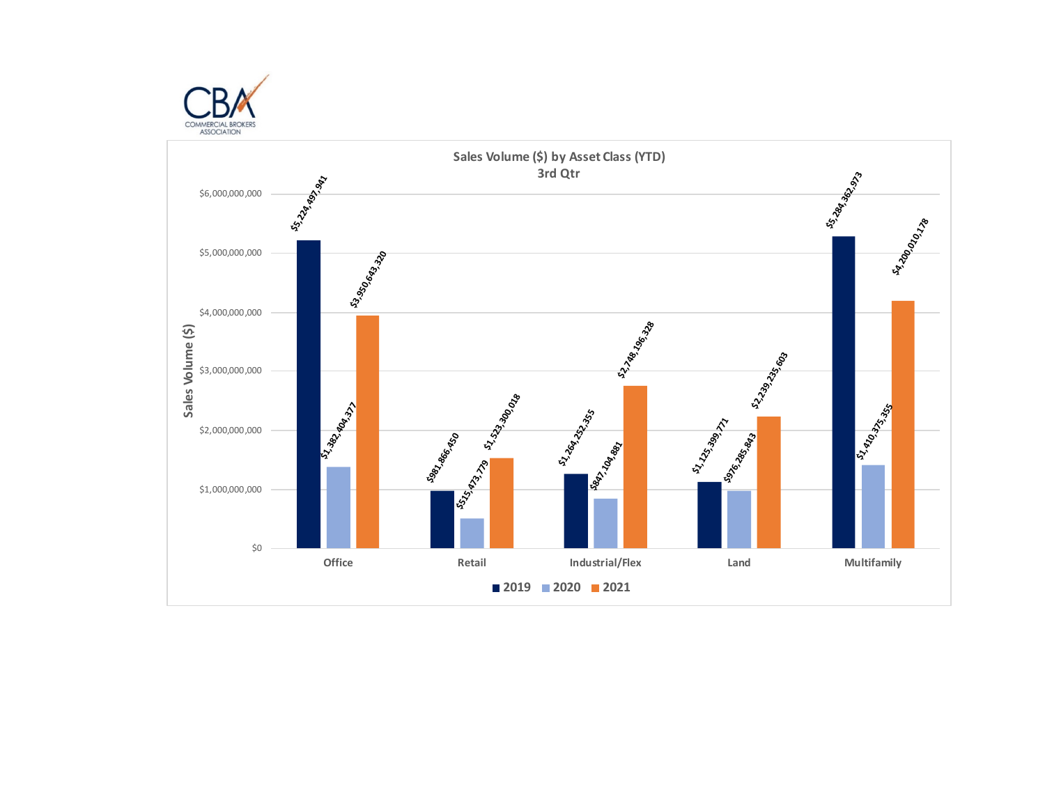CBA
COMMERCIAL BROKERS ASSOCIATION

## Sales Volume ($) by Asset Class (YTD)
### 3rd Qtr

| Asset Class | 2019 | 2020 | 2021 |
|---|---|---|---|
| Office | $5,224,497,941 | $1,382,404,377 | $3,950,643,320 |
| Retail | $981,866,450 | $515,473,779 | $1,523,300,018 |
| Industrial/Flex | $1,264,252,355 | $847,104,881 | $2,748,196,328 |
| Land | $1,125,399,771 | $976,285,843 | $2,239,235,603 |
| Multifamily | $5,284,362,973 | $1,410,375,355 | $4,200,010,178 |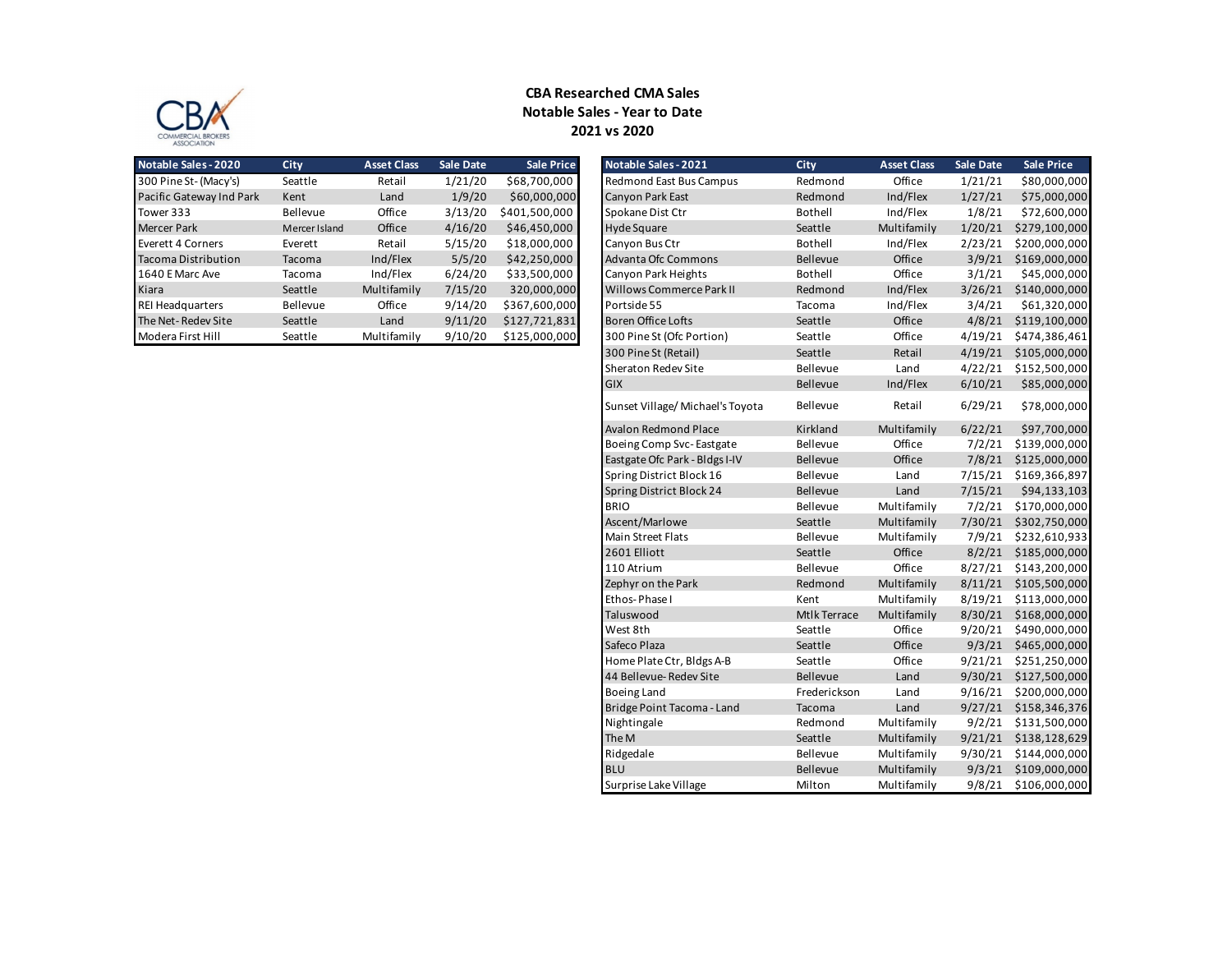# CBA Researched CMA Sales
## Notable Sales - Year to Date
## 2021 vs 2020

| Notable Sales - 2020 | City | Asset Class | Sale Date | Sale Price |
|---|---|---|---|---|
| 300 Pine St- (Macy's) | Seattle | Retail | 1/21/20 | $68,700,000 |
| Pacific Gateway Ind Park | Kent | Land | 1/9/20 | $60,000,000 |
| Tower 333 | Bellevue | Office | 3/13/20 | $401,500,000 |
| Mercer Park | Mercer Island | Office | 4/16/20 | $46,450,000 |
| Everett 4 Corners | Everett | Retail | 5/15/20 | $18,000,000 |
| Tacoma Distribution | Tacoma | Ind/Flex | 5/5/20 | $42,250,000 |
| 1640 E Marc Ave | Tacoma | Ind/Flex | 6/24/20 | $33,500,000 |
| Kiara | Seattle | Multifamily | 7/15/20 | 320,000,000 |
| REI Headquarters | Bellevue | Office | 9/14/20 | $367,600,000 |
| The Net- Redev Site | Seattle | Land | 9/11/20 | $127,721,831 |
| Modera First Hill | Seattle | Multifamily | 9/10/20 | $125,000,000 |

| Notable Sales - 2021 | City | Asset Class | Sale Date | Sale Price |
|---|---|---|---|---|
| Redmond East Bus Campus | Redmond | Office | 1/21/21 | $80,000,000 |
| Canyon Park East | Redmond | Ind/Flex | 1/27/21 | $75,000,000 |
| Spokane Dist Ctr | Bothell | Ind/Flex | 1/8/21 | $72,600,000 |
| Hyde Square | Seattle | Multifamily | 1/20/21 | $279,100,000 |
| Canyon Bus Ctr | Bothell | Ind/Flex | 2/23/21 | $200,000,000 |
| Advanta Ofc Commons | Bellevue | Office | 3/9/21 | $169,000,000 |
| Canyon Park Heights | Bothell | Office | 3/1/21 | $45,000,000 |
| Willows Commerce Park II | Redmond | Ind/Flex | 3/26/21 | $140,000,000 |
| Portside 55 | Tacoma | Ind/Flex | 3/4/21 | $61,320,000 |
| Boren Office Lofts | Seattle | Office | 4/8/21 | $119,100,000 |
| 300 Pine St (Ofc Portion) | Seattle | Office | 4/19/21 | $474,386,461 |
| 300 Pine St (Retail) | Seattle | Retail | 4/19/21 | $105,000,000 |
| Sheraton Redev Site | Bellevue | Land | 4/22/21 | $152,500,000 |
| GIX | Bellevue | Ind/Flex | 6/10/21 | $85,000,000 |
| Sunset Village/ Michael's Toyota | Bellevue | Retail | 6/29/21 | $78,000,000 |
| Avalon Redmond Place | Kirkland | Multifamily | 6/22/21 | $97,700,000 |
| Boeing Comp Svc- Eastgate | Bellevue | Office | 7/2/21 | $139,000,000 |
| Eastgate Ofc Park - Bldgs I-IV | Bellevue | Office | 7/8/21 | $125,000,000 |
| Spring District Block 16 | Bellevue | Land | 7/15/21 | $169,366,897 |
| Spring District Block 24 | Bellevue | Land | 7/15/21 | $94,133,103 |
| BRIO | Bellevue | Multifamily | 7/2/21 | $170,000,000 |
| Ascent/Marlowe | Seattle | Multifamily | 7/30/21 | $302,750,000 |
| Main Street Flats | Bellevue | Multifamily | 7/9/21 | $232,610,933 |
| 2601 Elliott | Seattle | Office | 8/2/21 | $185,000,000 |
| 110 Atrium | Bellevue | Office | 8/27/21 | $143,200,000 |
| Zephyr on the Park | Redmond | Multifamily | 8/11/21 | $105,500,000 |
| Ethos- Phase I | Kent | Multifamily | 8/19/21 | $113,000,000 |
| Taluswood | Mtlk Terrace | Multifamily | 8/30/21 | $168,000,000 |
| West 8th | Seattle | Office | 9/20/21 | $490,000,000 |
| Safeco Plaza | Seattle | Office | 9/3/21 | $465,000,000 |
| Home Plate Ctr, Bldgs A-B | Seattle | Office | 9/21/21 | $251,250,000 |
| 44 Bellevue- Redev Site | Bellevue | Land | 9/30/21 | $127,500,000 |
| Boeing Land | Frederickson | Land | 9/16/21 | $200,000,000 |
| Bridge Point Tacoma - Land | Tacoma | Land | 9/27/21 | $158,346,376 |
| Nightingale | Redmond | Multifamily | 9/2/21 | $131,500,000 |
| The M | Seattle | Multifamily | 9/21/21 | $138,128,629 |
| Ridgedale | Bellevue | Multifamily | 9/30/21 | $144,000,000 |
| BLU | Bellevue | Multifamily | 9/3/21 | $109,000,000 |
| Surprise Lake Village | Milton | Multifamily | 9/8/21 | $106,000,000 |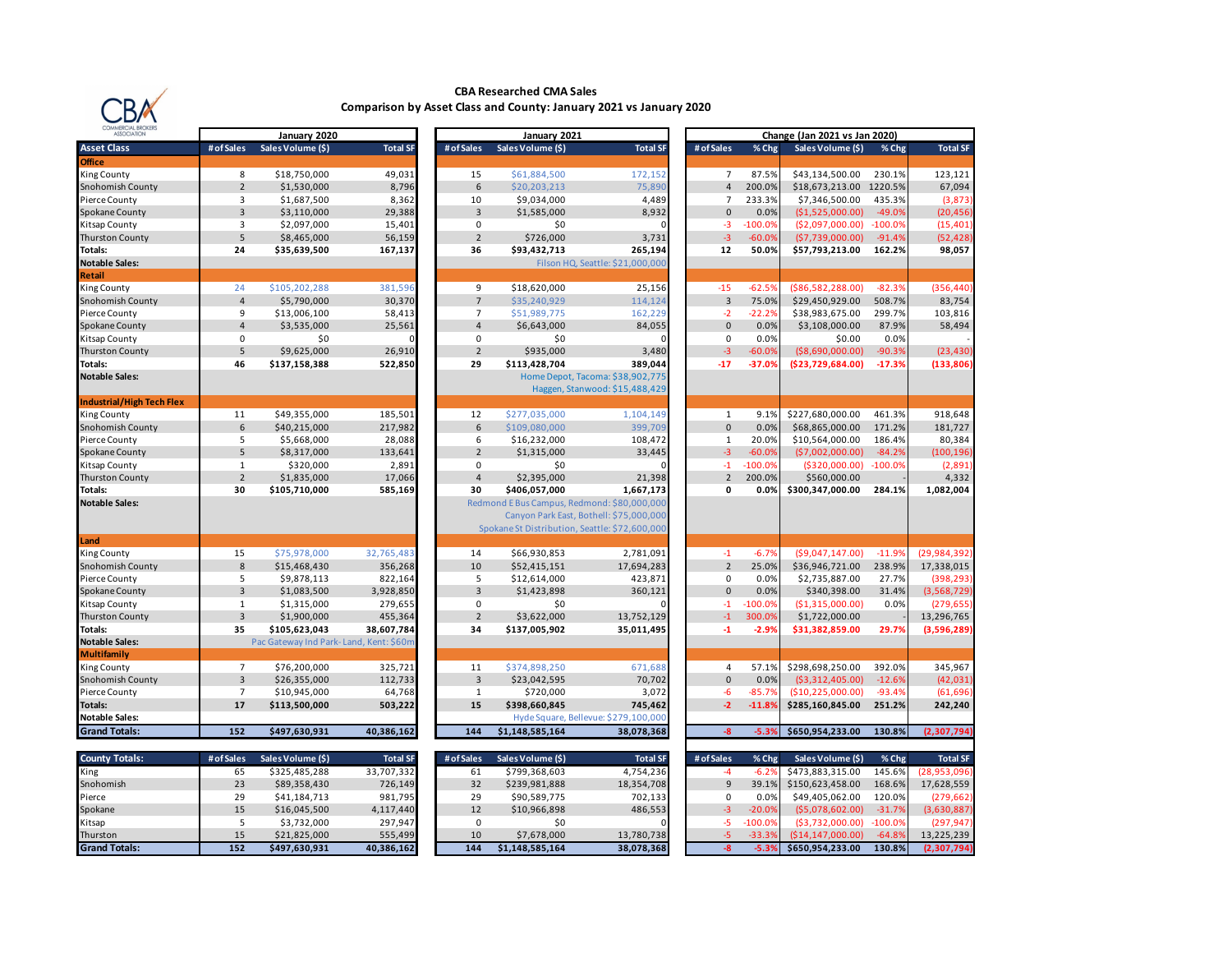## CBA Researched CMA Sales

### Comparison by Asset Class and County: January 2021 vs January 2020

| Asset Class | January 2020 | | | January 2021 | | | Change (Jan 2021 vs Jan 2020) | | | | |
|---|---|---|---|---|---|---|---|---|---|---|---|
| | # of Sales | Sales Volume ($) | Total SF | # of Sales | Sales Volume ($) | Total SF | # of Sales | % Chg | Sales Volume ($) | % Chg | Total SF |
| **Office** | | | | | | | | | | | |
| King County | 8 | $18,750,000 | 49,031 | 15 | $61,884,500 | 172,152 | 7 | 87.5% | $43,134,500.00 | 230.1% | 123,121 |
| Snohomish County | 2 | $1,530,000 | 8,796 | 6 | $20,203,213 | 75,890 | 4 | 200.0% | $18,673,213.00 | 1220.5% | 67,094 |
| Pierce County | 3 | $1,687,500 | 8,362 | 10 | $9,034,000 | 4,489 | 7 | 233.3% | $7,346,500.00 | 435.3% | (3,873) |
| Spokane County | 3 | $3,110,000 | 29,388 | 3 | $1,585,000 | 8,932 | 0 | 0.0% | ($1,525,000.00) | -49.0% | (20,456) |
| Kitsap County | 3 | $2,097,000 | 15,401 | 0 | $0 | 0 | -3 | -100.0% | ($2,097,000.00) | -100.0% | (15,401) |
| Thurston County | 5 | $8,465,000 | 56,159 | 2 | $726,000 | 3,731 | -3 | -60.0% | ($7,739,000.00) | -91.4% | (52,428) |
| **Totals:** | **24** | **$35,639,500** | **167,137** | **36** | **$93,432,713** | **265,194** | **12** | **50.0%** | **$57,793,213.00** | **162.2%** | **98,057** |
| **Notable Sales:** | | | | Filson HQ, Seattle: $21,000,000 | | | | | | | |
| **Retail** | | | | | | | | | | | |
| King County | 24 | $105,202,288 | 381,596 | 9 | $18,620,000 | 25,156 | -15 | -62.5% | ($86,582,288.00) | -82.3% | (356,440) |
| Snohomish County | 4 | $5,790,000 | 30,370 | 7 | $35,240,929 | 114,124 | 3 | 75.0% | $29,450,929.00 | 508.7% | 83,754 |
| Pierce County | 9 | $13,006,100 | 58,413 | 7 | $51,989,775 | 162,229 | -2 | -22.2% | $38,983,675.00 | 299.7% | 103,816 |
| Spokane County | 4 | $3,535,000 | 25,561 | 4 | $6,643,000 | 84,055 | 0 | 0.0% | $3,108,000.00 | 87.9% | 58,494 |
| Kitsap County | 0 | $0 | 0 | 0 | $0 | 0 | 0 | 0.0% | $0.00 | 0.0% | - |
| Thurston County | 5 | $9,625,000 | 26,910 | 2 | $935,000 | 3,480 | -3 | -60.0% | ($8,690,000.00) | -90.3% | (23,430) |
| **Totals:** | **46** | **$137,158,388** | **522,850** | **29** | **$113,428,704** | **389,044** | **-17** | **-37.0%** | **($23,729,684.00)** | **-17.3%** | **(133,806)** |
| **Notable Sales:** | | | | Home Depot, Tacoma: $38,902,775; Haggen, Stanwood: $15,488,429 | | | | | | | |
| **Industrial/High Tech Flex** | | | | | | | | | | | |
| King County | 11 | $49,355,000 | 185,501 | 12 | $277,035,000 | 1,104,149 | 1 | 9.1% | $227,680,000.00 | 461.3% | 918,648 |
| Snohomish County | 6 | $40,215,000 | 217,982 | 6 | $109,080,000 | 399,709 | 0 | 0.0% | $68,865,000.00 | 171.2% | 181,727 |
| Pierce County | 5 | $5,668,000 | 28,088 | 6 | $16,232,000 | 108,472 | 1 | 20.0% | $10,564,000.00 | 186.4% | 80,384 |
| Spokane County | 5 | $8,317,000 | 133,641 | 2 | $1,315,000 | 33,445 | -3 | -60.0% | ($7,002,000.00) | -84.2% | (100,196) |
| Kitsap County | 1 | $320,000 | 2,891 | 0 | $0 | 0 | -1 | -100.0% | ($320,000.00) | -100.0% | (2,891) |
| Thurston County | 2 | $1,835,000 | 17,066 | 4 | $2,395,000 | 21,398 | 2 | 200.0% | $560,000.00 | - | 4,332 |
| **Totals:** | **30** | **$105,710,000** | **585,169** | **30** | **$406,057,000** | **1,667,173** | **0** | **0.0%** | **$300,347,000.00** | **284.1%** | **1,082,004** |
| **Notable Sales:** | | | | Redmond E Bus Campus, Redmond: $80,000,000; Canyon Park East, Bothell: $75,000,000; Spokane St Distribution, Seattle: $72,600,000 | | | | | | | |
| **Land** | | | | | | | | | | | |
| King County | 15 | $75,978,000 | 32,765,483 | 14 | $66,930,853 | 2,781,091 | -1 | -6.7% | ($9,047,147.00) | -11.9% | (29,984,392) |
| Snohomish County | 8 | $15,468,430 | 356,268 | 10 | $52,415,151 | 17,694,283 | 2 | 25.0% | $36,946,721.00 | 238.9% | 17,338,015 |
| Pierce County | 5 | $9,878,113 | 822,164 | 5 | $12,614,000 | 423,871 | 0 | 0.0% | $2,735,887.00 | 27.7% | (398,293) |
| Spokane County | 3 | $1,083,500 | 3,928,850 | 3 | $1,423,898 | 360,121 | 0 | 0.0% | $340,398.00 | 31.4% | (3,568,729) |
| Kitsap County | 1 | $1,315,000 | 279,655 | 0 | $0 | 0 | -1 | -100.0% | ($1,315,000.00) | 0.0% | (279,655) |
| Thurston County | 3 | $1,900,000 | 455,364 | 2 | $3,622,000 | 13,752,129 | -1 | 300.0% | $1,722,000.00 | - | 13,296,765 |
| **Totals:** | **35** | **$105,623,043** | **38,607,784** | **34** | **$137,005,902** | **35,011,495** | **-1** | **-2.9%** | **$31,382,859.00** | **29.7%** | **(3,596,289)** |
| **Notable Sales:** | Pac Gateway Ind Park- Land, Kent: $60m | | | | | | | | | | |
| **Multifamily** | | | | | | | | | | | |
| King County | 7 | $76,200,000 | 325,721 | 11 | $374,898,250 | 671,688 | 4 | 57.1% | $298,698,250.00 | 392.0% | 345,967 |
| Snohomish County | 3 | $26,355,000 | 112,733 | 3 | $23,042,595 | 70,702 | 0 | 0.0% | ($3,312,405.00) | -12.6% | (42,031) |
| Pierce County | 7 | $10,945,000 | 64,768 | 1 | $720,000 | 3,072 | -6 | -85.7% | ($10,225,000.00) | -93.4% | (61,696) |
| **Totals:** | **17** | **$113,500,000** | **503,222** | **15** | **$398,660,845** | **745,462** | **-2** | **-11.8%** | **$285,160,845.00** | **251.2%** | **242,240** |
| **Notable Sales:** | | | | Hyde Square, Bellevue: $279,100,000 | | | | | | | |
| **Grand Totals:** | **152** | **$497,630,931** | **40,386,162** | **144** | **$1,148,585,164** | **38,078,368** | **-8** | **-5.3%** | **$650,954,233.00** | **130.8%** | **(2,307,794)** |

| County Totals: | # of Sales | Sales Volume ($) | Total SF | # of Sales | Sales Volume ($) | Total SF | # of Sales | % Chg | Sales Volume ($) | % Chg | Total SF |
|---|---|---|---|---|---|---|---|---|---|---|---|
| King | 65 | $325,485,288 | 33,707,332 | 61 | $799,368,603 | 4,754,236 | -4 | -6.2% | $473,883,315.00 | 145.6% | (28,953,096) |
| Snohomish | 23 | $89,358,430 | 726,149 | 32 | $239,981,888 | 18,354,708 | 9 | 39.1% | $150,623,458.00 | 168.6% | 17,628,559 |
| Pierce | 29 | $41,184,713 | 981,795 | 29 | $90,589,775 | 702,133 | 0 | 0.0% | $49,405,062.00 | 120.0% | (279,662) |
| Spokane | 15 | $16,045,500 | 4,117,440 | 12 | $10,966,898 | 486,553 | -3 | -20.0% | ($5,078,602.00) | -31.7% | (3,630,887) |
| Kitsap | 5 | $3,732,000 | 297,947 | 0 | $0 | 0 | -5 | -100.0% | ($3,732,000.00) | -100.0% | (297,947) |
| Thurston | 15 | $21,825,000 | 555,499 | 10 | $7,678,000 | 13,780,738 | -5 | -33.3% | ($14,147,000.00) | -64.8% | 13,225,239 |
| **Grand Totals:** | **152** | **$497,630,931** | **40,386,162** | **144** | **$1,148,585,164** | **38,078,368** | **-8** | **-5.3%** | **$650,954,233.00** | **130.8%** | **(2,307,794)** |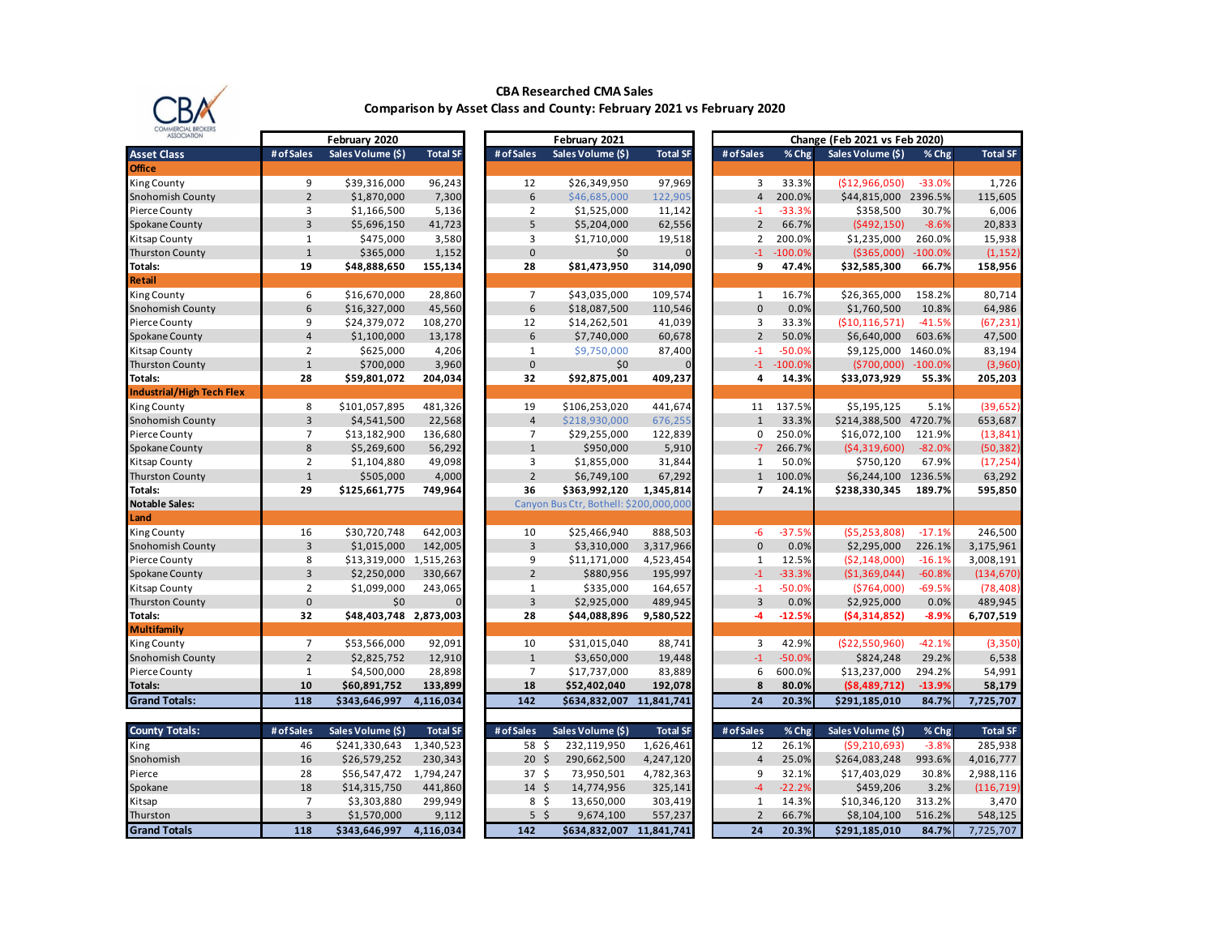# CBA Researched CMA Sales

## Comparison by Asset Class and County: February 2021 vs February 2020

| Asset Class | February 2020 | | | February 2021 | | | Change (Feb 2021 vs Feb 2020) | | | | |
|---|---|---|---|---|---|---|---|---|---|---|---|
| | # of Sales | Sales Volume ($) | Total SF | # of Sales | Sales Volume ($) | Total SF | # of Sales | % Chg | Sales Volume ($) | % Chg | Total SF |
| **Office** | | | | | | | | | | | |
| King County | 9 | $39,316,000 | 96,243 | 12 | $26,349,950 | 97,969 | 3 | 33.3% | ($12,966,050) | -33.0% | 1,726 |
| Snohomish County | 2 | $1,870,000 | 7,300 | 6 | $46,685,000 | 122,905 | 4 | 200.0% | $44,815,000 | 2396.5% | 115,605 |
| Pierce County | 3 | $1,166,500 | 5,136 | 2 | $1,525,000 | 11,142 | -1 | -33.3% | $358,500 | 30.7% | 6,006 |
| Spokane County | 3 | $5,696,150 | 41,723 | 5 | $5,204,000 | 62,556 | 2 | 66.7% | ($492,150) | -8.6% | 20,833 |
| Kitsap County | 1 | $475,000 | 3,580 | 3 | $1,710,000 | 19,518 | 2 | 200.0% | $1,235,000 | 260.0% | 15,938 |
| Thurston County | 1 | $365,000 | 1,152 | 0 | $0 | 0 | -1 | -100.0% | ($365,000) | -100.0% | (1,152) |
| **Totals:** | **19** | **$48,888,650** | **155,134** | **28** | **$81,473,950** | **314,090** | **9** | **47.4%** | **$32,585,300** | **66.7%** | **158,956** |
| **Retail** | | | | | | | | | | | |
| King County | 6 | $16,670,000 | 28,860 | 7 | $43,035,000 | 109,574 | 1 | 16.7% | $26,365,000 | 158.2% | 80,714 |
| Snohomish County | 6 | $16,327,000 | 45,560 | 6 | $18,087,500 | 110,546 | 0 | 0.0% | $1,760,500 | 10.8% | 64,986 |
| Pierce County | 9 | $24,379,072 | 108,270 | 12 | $14,262,501 | 41,039 | 3 | 33.3% | ($10,116,571) | -41.5% | (67,231) |
| Spokane County | 4 | $1,100,000 | 13,178 | 6 | $7,740,000 | 60,678 | 2 | 50.0% | $6,640,000 | 603.6% | 47,500 |
| Kitsap County | 2 | $625,000 | 4,206 | 1 | $9,750,000 | 87,400 | -1 | -50.0% | $9,125,000 | 1460.0% | 83,194 |
| Thurston County | 1 | $700,000 | 3,960 | 0 | $0 | 0 | -1 | -100.0% | ($700,000) | -100.0% | (3,960) |
| **Totals:** | **28** | **$59,801,072** | **204,034** | **32** | **$92,875,001** | **409,237** | **4** | **14.3%** | **$33,073,929** | **55.3%** | **205,203** |
| **Industrial/High Tech Flex** | | | | | | | | | | | |
| King County | 8 | $101,057,895 | 481,326 | 19 | $106,253,020 | 441,674 | 11 | 137.5% | $5,195,125 | 5.1% | (39,652) |
| Snohomish County | 3 | $4,541,500 | 22,568 | 4 | $218,930,000 | 676,255 | 1 | 33.3% | $214,388,500 | 4720.7% | 653,687 |
| Pierce County | 7 | $13,182,900 | 136,680 | 7 | $29,255,000 | 122,839 | 0 | 250.0% | $16,072,100 | 121.9% | (13,841) |
| Spokane County | 8 | $5,269,600 | 56,292 | 1 | $950,000 | 5,910 | -7 | 266.7% | ($4,319,600) | -82.0% | (50,382) |
| Kitsap County | 2 | $1,104,880 | 49,098 | 3 | $1,855,000 | 31,844 | 1 | 50.0% | $750,120 | 67.9% | (17,254) |
| Thurston County | 1 | $505,000 | 4,000 | 2 | $6,749,100 | 67,292 | 1 | 100.0% | $6,244,100 | 1236.5% | 63,292 |
| **Totals:** | **29** | **$125,661,775** | **749,964** | **36** | **$363,992,120** | **1,345,814** | **7** | **24.1%** | **$238,330,345** | **189.7%** | **595,850** |
| **Notable Sales:** | | | | Canyon Bus Ctr, Bothell: $200,000,000 | | | | | | | |
| **Land** | | | | | | | | | | | |
| King County | 16 | $30,720,748 | 642,003 | 10 | $25,466,940 | 888,503 | -6 | -37.5% | ($5,253,808) | -17.1% | 246,500 |
| Snohomish County | 3 | $1,015,000 | 142,005 | 3 | $3,310,000 | 3,317,966 | 0 | 0.0% | $2,295,000 | 226.1% | 3,175,961 |
| Pierce County | 8 | $13,319,000 | 1,515,263 | 9 | $11,171,000 | 4,523,454 | 1 | 12.5% | ($2,148,000) | -16.1% | 3,008,191 |
| Spokane County | 3 | $2,250,000 | 330,667 | 2 | $880,956 | 195,997 | -1 | -33.3% | ($1,369,044) | -60.8% | (134,670) |
| Kitsap County | 2 | $1,099,000 | 243,065 | 1 | $335,000 | 164,657 | -1 | -50.0% | ($764,000) | -69.5% | (78,408) |
| Thurston County | 0 | $0 | 0 | 3 | $2,925,000 | 489,945 | 3 | 0.0% | $2,925,000 | 0.0% | 489,945 |
| **Totals:** | **32** | **$48,403,748** | **2,873,003** | **28** | **$44,088,896** | **9,580,522** | **-4** | **-12.5%** | **($4,314,852)** | **-8.9%** | **6,707,519** |
| **Multifamily** | | | | | | | | | | | |
| King County | 7 | $53,566,000 | 92,091 | 10 | $31,015,040 | 88,741 | 3 | 42.9% | ($22,550,960) | -42.1% | (3,350) |
| Snohomish County | 2 | $2,825,752 | 12,910 | 1 | $3,650,000 | 19,448 | -1 | -50.0% | $824,248 | 29.2% | 6,538 |
| Pierce County | 1 | $4,500,000 | 28,898 | 7 | $17,737,000 | 83,889 | 6 | 600.0% | $13,237,000 | 294.2% | 54,991 |
| **Totals:** | **10** | **$60,891,752** | **133,899** | **18** | **$52,402,040** | **192,078** | **8** | **80.0%** | **($8,489,712)** | **-13.9%** | **58,179** |
| **Grand Totals:** | **118** | **$343,646,997** | **4,116,034** | **142** | **$634,832,007** | **11,841,741** | **24** | **20.3%** | **$291,185,010** | **84.7%** | **7,725,707** |

| County Totals: | # of Sales | Sales Volume ($) | Total SF | # of Sales | Sales Volume ($) | Total SF | # of Sales | % Chg | Sales Volume ($) | % Chg | Total SF |
|---|---|---|---|---|---|---|---|---|---|---|---|
| King | 46 | $241,330,643 | 1,340,523 | 58 | $ 232,119,950 | 1,626,461 | 12 | 26.1% | ($9,210,693) | -3.8% | 285,938 |
| Snohomish | 16 | $26,579,252 | 230,343 | 20 | $ 290,662,500 | 4,247,120 | 4 | 25.0% | $264,083,248 | 993.6% | 4,016,777 |
| Pierce | 28 | $56,547,472 | 1,794,247 | 37 | $ 73,950,501 | 4,782,363 | 9 | 32.1% | $17,403,029 | 30.8% | 2,988,116 |
| Spokane | 18 | $14,315,750 | 441,860 | 14 | $ 14,774,956 | 325,141 | -4 | -22.2% | $459,206 | 3.2% | (116,719) |
| Kitsap | 7 | $3,303,880 | 299,949 | 8 | $ 13,650,000 | 303,419 | 1 | 14.3% | $10,346,120 | 313.2% | 3,470 |
| Thurston | 3 | $1,570,000 | 9,112 | 5 | $ 9,674,100 | 557,237 | 2 | 66.7% | $8,104,100 | 516.2% | 548,125 |
| **Grand Totals** | **118** | **$343,646,997** | **4,116,034** | **142** | **$634,832,007** | **11,841,741** | **24** | **20.3%** | **$291,185,010** | **84.7%** | **7,725,707** |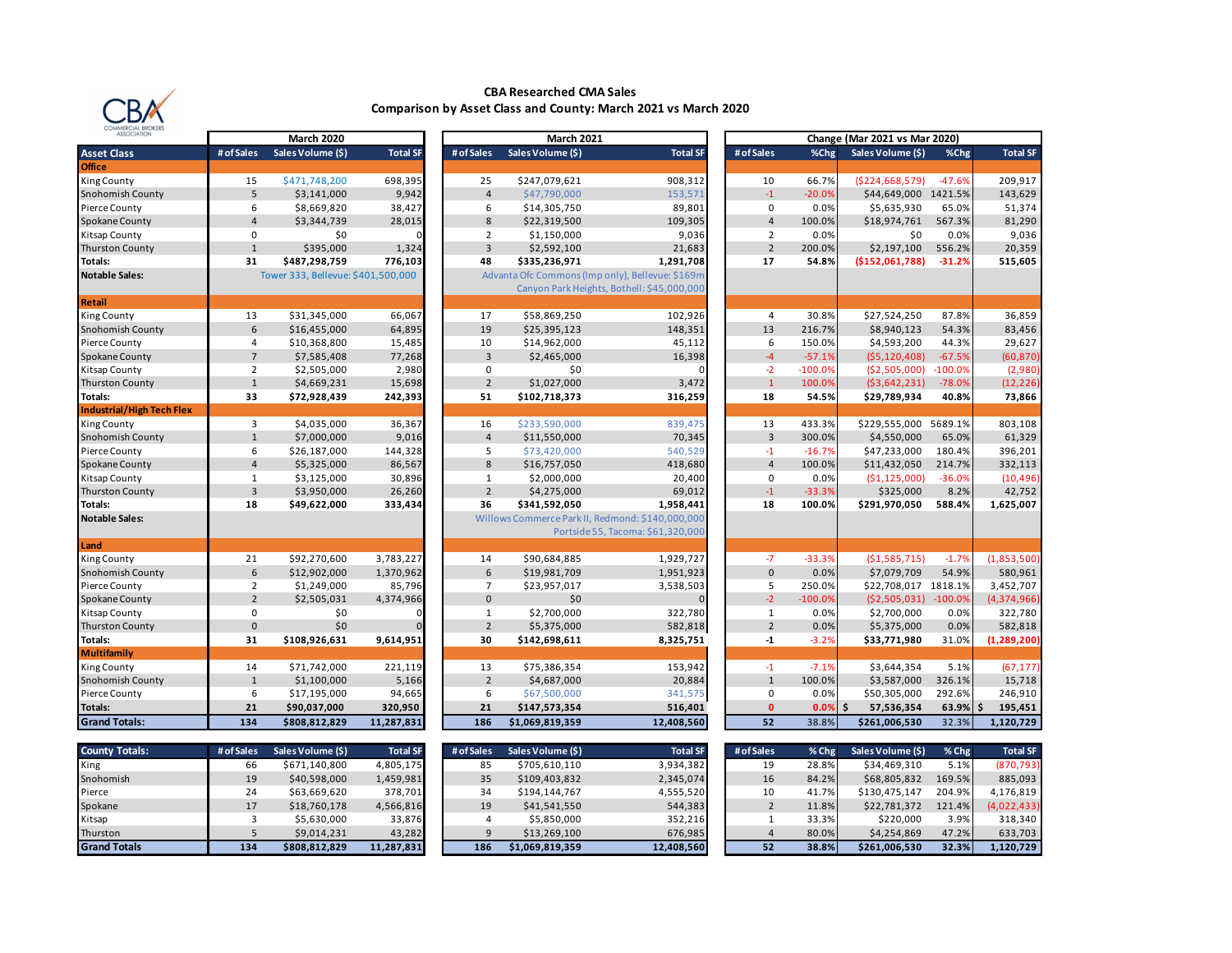## CBA Researched CMA Sales

### Comparison by Asset Class and County: March 2021 vs March 2020

| Asset Class | March 2020 | | | March 2021 | | | Change (Mar 2021 vs Mar 2020) | | | | |
|---|---|---|---|---|---|---|---|---|---|---|---|
| | # of Sales | Sales Volume ($) | Total SF | # of Sales | Sales Volume ($) | Total SF | # of Sales | %Chg | Sales Volume ($) | %Chg | Total SF |
| **Office** | | | | | | | | | | | |
| King County | 15 | $471,748,200 | 698,395 | 25 | $247,079,621 | 908,312 | 10 | 66.7% | ($224,668,579) | -47.6% | 209,917 |
| Snohomish County | 5 | $3,141,000 | 9,942 | 4 | $47,790,000 | 153,571 | -1 | -20.0% | $44,649,000 | 1421.5% | 143,629 |
| Pierce County | 6 | $8,669,820 | 38,427 | 6 | $14,305,750 | 89,801 | 0 | 0.0% | $5,635,930 | 65.0% | 51,374 |
| Spokane County | 4 | $3,344,739 | 28,015 | 8 | $22,319,500 | 109,305 | 4 | 100.0% | $18,974,761 | 567.3% | 81,290 |
| Kitsap County | 0 | $0 | 0 | 2 | $1,150,000 | 9,036 | 2 | 0.0% | $0 | 0.0% | 9,036 |
| Thurston County | 1 | $395,000 | 1,324 | 3 | $2,592,100 | 21,683 | 2 | 200.0% | $2,197,100 | 556.2% | 20,359 |
| **Totals:** | **31** | **$487,298,759** | **776,103** | **48** | **$335,236,971** | **1,291,708** | **17** | **54.8%** | **($152,061,788)** | **-31.2%** | **515,605** |
| **Notable Sales:** | Tower 333, Bellevue: $401,500,000 | | | Advanta Ofc Commons (Imp only), Bellevue: $169m; Canyon Park Heights, Bothell: $45,000,000 | | | | | | | |
| **Retail** | | | | | | | | | | | |
| King County | 13 | $31,345,000 | 66,067 | 17 | $58,869,250 | 102,926 | 4 | 30.8% | $27,524,250 | 87.8% | 36,859 |
| Snohomish County | 6 | $16,455,000 | 64,895 | 19 | $25,395,123 | 148,351 | 13 | 216.7% | $8,940,123 | 54.3% | 83,456 |
| Pierce County | 4 | $10,368,800 | 15,485 | 10 | $14,962,000 | 45,112 | 6 | 150.0% | $4,593,200 | 44.3% | 29,627 |
| Spokane County | 7 | $7,585,408 | 77,268 | 3 | $2,465,000 | 16,398 | -4 | -57.1% | ($5,120,408) | -67.5% | (60,870) |
| Kitsap County | 2 | $2,505,000 | 2,980 | 0 | $0 | 0 | -2 | -100.0% | ($2,505,000) | -100.0% | (2,980) |
| Thurston County | 1 | $4,669,231 | 15,698 | 2 | $1,027,000 | 3,472 | 1 | 100.0% | ($3,642,231) | -78.0% | (12,226) |
| **Totals:** | **33** | **$72,928,439** | **242,393** | **51** | **$102,718,373** | **316,259** | **18** | **54.5%** | **$29,789,934** | **40.8%** | **73,866** |
| **Industrial/High Tech Flex** | | | | | | | | | | | |
| King County | 3 | $4,035,000 | 36,367 | 16 | $233,590,000 | 839,475 | 13 | 433.3% | $229,555,000 | 5689.1% | 803,108 |
| Snohomish County | 1 | $7,000,000 | 9,016 | 4 | $11,550,000 | 70,345 | 3 | 300.0% | $4,550,000 | 65.0% | 61,329 |
| Pierce County | 6 | $26,187,000 | 144,328 | 5 | $73,420,000 | 540,529 | -1 | -16.7% | $47,233,000 | 180.4% | 396,201 |
| Spokane County | 4 | $5,325,000 | 86,567 | 8 | $16,757,050 | 418,680 | 4 | 100.0% | $11,432,050 | 214.7% | 332,113 |
| Kitsap County | 1 | $3,125,000 | 30,896 | 1 | $2,000,000 | 20,400 | 0 | 0.0% | ($1,125,000) | -36.0% | (10,496) |
| Thurston County | 3 | $3,950,000 | 26,260 | 2 | $4,275,000 | 69,012 | -1 | -33.3% | $325,000 | 8.2% | 42,752 |
| **Totals:** | **18** | **$49,622,000** | **333,434** | **36** | **$341,592,050** | **1,958,441** | **18** | **100.0%** | **$291,970,050** | **588.4%** | **1,625,007** |
| **Notable Sales:** | | | | Willows Commerce Park II, Redmond: $140,000,000; Portside 55, Tacoma: $61,320,000 | | | | | | | |
| **Land** | | | | | | | | | | | |
| King County | 21 | $92,270,600 | 3,783,227 | 14 | $90,684,885 | 1,929,727 | -7 | -33.3% | ($1,585,715) | -1.7% | (1,853,500) |
| Snohomish County | 6 | $12,902,000 | 1,370,962 | 6 | $19,981,709 | 1,951,923 | 0 | 0.0% | $7,079,709 | 54.9% | 580,961 |
| Pierce County | 2 | $1,249,000 | 85,796 | 7 | $23,957,017 | 3,538,503 | 5 | 250.0% | $22,708,017 | 1818.1% | 3,452,707 |
| Spokane County | 2 | $2,505,031 | 4,374,966 | 0 | $0 | 0 | -2 | -100.0% | ($2,505,031) | -100.0% | (4,374,966) |
| Kitsap County | 0 | $0 | 0 | 1 | $2,700,000 | 322,780 | 1 | 0.0% | $2,700,000 | 0.0% | 322,780 |
| Thurston County | 0 | $0 | 0 | 2 | $5,375,000 | 582,818 | 2 | 0.0% | $5,375,000 | 0.0% | 582,818 |
| **Totals:** | **31** | **$108,926,631** | **9,614,951** | **30** | **$142,698,611** | **8,325,751** | **-1** | **-3.2%** | **$33,771,980** | **31.0%** | **(1,289,200)** |
| **Multifamily** | | | | | | | | | | | |
| King County | 14 | $71,742,000 | 221,119 | 13 | $75,386,354 | 153,942 | -1 | -7.1% | $3,644,354 | 5.1% | (67,177) |
| Snohomish County | 1 | $1,100,000 | 5,166 | 2 | $4,687,000 | 20,884 | 1 | 100.0% | $3,587,000 | 326.1% | 15,718 |
| Pierce County | 6 | $17,195,000 | 94,665 | 6 | $67,500,000 | 341,575 | 0 | 0.0% | $50,305,000 | 292.6% | 246,910 |
| **Totals:** | **21** | **$90,037,000** | **320,950** | **21** | **$147,573,354** | **516,401** | **0** | **0.0%** | **$ 57,536,354** | **63.9%** | **$ 195,451** |
| **Grand Totals:** | **134** | **$808,812,829** | **11,287,831** | **186** | **$1,069,819,359** | **12,408,560** | **52** | **38.8%** | **$261,006,530** | **32.3%** | **1,120,729** |

| County Totals: | # of Sales | Sales Volume ($) | Total SF | # of Sales | Sales Volume ($) | Total SF | # of Sales | % Chg | Sales Volume ($) | % Chg | Total SF |
|---|---|---|---|---|---|---|---|---|---|---|---|
| King | 66 | $671,140,800 | 4,805,175 | 85 | $705,610,110 | 3,934,382 | 19 | 28.8% | $34,469,310 | 5.1% | (870,793) |
| Snohomish | 19 | $40,598,000 | 1,459,981 | 35 | $109,403,832 | 2,345,074 | 16 | 84.2% | $68,805,832 | 169.5% | 885,093 |
| Pierce | 24 | $63,669,620 | 378,701 | 34 | $194,144,767 | 4,555,520 | 10 | 41.7% | $130,475,147 | 204.9% | 4,176,819 |
| Spokane | 17 | $18,760,178 | 4,566,816 | 19 | $41,541,550 | 544,383 | 2 | 11.8% | $22,781,372 | 121.4% | (4,022,433) |
| Kitsap | 3 | $5,630,000 | 33,876 | 4 | $5,850,000 | 352,216 | 1 | 33.3% | $220,000 | 3.9% | 318,340 |
| Thurston | 5 | $9,014,231 | 43,282 | 9 | $13,269,100 | 676,985 | 4 | 80.0% | $4,254,869 | 47.2% | 633,703 |
| **Grand Totals** | **134** | **$808,812,829** | **11,287,831** | **186** | **$1,069,819,359** | **12,408,560** | **52** | **38.8%** | **$261,006,530** | **32.3%** | **1,120,729** |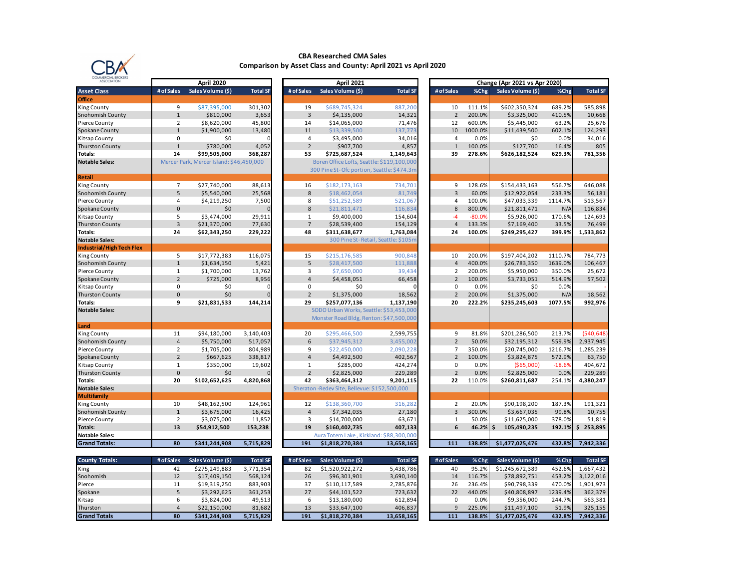# CBA Researched CMA Sales

## Comparison by Asset Class and County: April 2021 vs April 2020

| Asset Class | April 2020 | | | April 2021 | | | Change (Apr 2021 vs Apr 2020) | | | | |
|---|---|---|---|---|---|---|---|---|---|---|---|
| | # of Sales | Sales Volume ($) | Total SF | # of Sales | Sales Volume ($) | Total SF | # of Sales | %Chg | Sales Volume ($) | %Chg | Total SF |
| **Office** | | | | | | | | | | | |
| King County | 9 | $87,395,000 | 301,302 | 19 | $689,745,324 | 887,200 | 10 | 111.1% | $602,350,324 | 689.2% | 585,898 |
| Snohomish County | 1 | $810,000 | 3,653 | 3 | $4,135,000 | 14,321 | 2 | 200.0% | $3,325,000 | 410.5% | 10,668 |
| Pierce County | 2 | $8,620,000 | 45,800 | 14 | $14,065,000 | 71,476 | 12 | 600.0% | $5,445,000 | 63.2% | 25,676 |
| Spokane County | 1 | $1,900,000 | 13,480 | 11 | $13,339,500 | 137,773 | 10 | 1000.0% | $11,439,500 | 602.1% | 124,293 |
| Kitsap County | 0 | $0 | 0 | 4 | $3,495,000 | 34,016 | 4 | 0.0% | $0 | 0.0% | 34,016 |
| Thurston County | 1 | $780,000 | 4,052 | 2 | $907,700 | 4,857 | 1 | 100.0% | $127,700 | 16.4% | 805 |
| **Totals:** | **14** | **$99,505,000** | **368,287** | **53** | **$725,687,524** | **1,149,643** | **39** | **278.6%** | **$626,182,524** | **629.3%** | **781,356** |
| **Notable Sales:** | Mercer Park, Mercer Island: $46,450,000 | | | Boren Office Lofts, Seattle: $119,100,000; 300 Pine St- Ofc portion, Seattle: $474.3m | | | | | | | |
| **Retail** | | | | | | | | | | | |
| King County | 7 | $27,740,000 | 88,613 | 16 | $182,173,163 | 734,701 | 9 | 128.6% | $154,433,163 | 556.7% | 646,088 |
| Snohomish County | 5 | $5,540,000 | 25,568 | 8 | $18,462,054 | 81,749 | 3 | 60.0% | $12,922,054 | 233.3% | 56,181 |
| Pierce County | 4 | $4,219,250 | 7,500 | 8 | $51,252,589 | 521,067 | 4 | 100.0% | $47,033,339 | 1114.7% | 513,567 |
| Spokane County | 0 | $0 | 0 | 8 | $21,811,471 | 116,834 | 8 | 800.0% | $21,811,471 | N/A | 116,834 |
| Kitsap County | 5 | $3,474,000 | 29,911 | 1 | $9,400,000 | 154,604 | -4 | -80.0% | $5,926,000 | 170.6% | 124,693 |
| Thurston County | 3 | $21,370,000 | 77,630 | 7 | $28,539,400 | 154,129 | 4 | 133.3% | $7,169,400 | 33.5% | 76,499 |
| **Totals:** | **24** | **$62,343,250** | **229,222** | **48** | **$311,638,677** | **1,763,084** | **24** | **100.0%** | **$249,295,427** | **399.9%** | **1,533,862** |
| **Notable Sales:** | | | | 300 Pine St- Retail, Seattle: $105m | | | | | | | |
| **Industrial/High Tech Flex** | | | | | | | | | | | |
| King County | 5 | $17,772,383 | 116,075 | 15 | $215,176,585 | 900,848 | 10 | 200.0% | $197,404,202 | 1110.7% | 784,773 |
| Snohomish County | 1 | $1,634,150 | 5,421 | 5 | $28,417,500 | 111,888 | 4 | 400.0% | $26,783,350 | 1639.0% | 106,467 |
| Pierce County | 1 | $1,700,000 | 13,762 | 3 | $7,650,000 | 39,434 | 2 | 200.0% | $5,950,000 | 350.0% | 25,672 |
| Spokane County | 2 | $725,000 | 8,956 | 4 | $4,458,051 | 66,458 | 2 | 100.0% | $3,733,051 | 514.9% | 57,502 |
| Kitsap County | 0 | $0 | 0 | 0 | $0 | 0 | 0 | 0.0% | $0 | 0.0% | - |
| Thurston County | 0 | $0 | 0 | 2 | $1,375,000 | 18,562 | 2 | 200.0% | $1,375,000 | N/A | 18,562 |
| **Totals:** | **9** | **$21,831,533** | **144,214** | **29** | **$257,077,136** | **1,137,190** | **20** | **222.2%** | **$235,245,603** | **1077.5%** | **992,976** |
| **Notable Sales:** | | | | SODO Urban Works, Seattle: $53,453,000; Monster Road Bldg, Renton: $47,500,000 | | | | | | | |
| **Land** | | | | | | | | | | | |
| King County | 11 | $94,180,000 | 3,140,403 | 20 | $295,466,500 | 2,599,755 | 9 | 81.8% | $201,286,500 | 213.7% | (540,648) |
| Snohomish County | 4 | $5,750,000 | 517,057 | 6 | $37,945,312 | 3,455,002 | 2 | 50.0% | $32,195,312 | 559.9% | 2,937,945 |
| Pierce County | 2 | $1,705,000 | 804,989 | 9 | $22,450,000 | 2,090,228 | 7 | 350.0% | $20,745,000 | 1216.7% | 1,285,239 |
| Spokane County | 2 | $667,625 | 338,817 | 4 | $4,492,500 | 402,567 | 2 | 100.0% | $3,824,875 | 572.9% | 63,750 |
| Kitsap County | 1 | $350,000 | 19,602 | 1 | $285,000 | 424,274 | 0 | 0.0% | ($65,000) | -18.6% | 404,672 |
| Thurston County | 0 | $0 | 0 | 2 | $2,825,000 | 229,289 | 2 | 0.0% | $2,825,000 | 0.0% | 229,289 |
| **Totals:** | **20** | **$102,652,625** | **4,820,868** | **42** | **$363,464,312** | **9,201,115** | **22** | **110.0%** | **$260,811,687** | **254.1%** | **4,380,247** |
| **Notable Sales:** | | | | Sheraton -Redev Site, Bellevue: $152,500,000 | | | | | | | |
| **Multifamily** | | | | | | | | | | | |
| King County | 10 | $48,162,500 | 124,961 | 12 | $138,360,700 | 316,282 | 2 | 20.0% | $90,198,200 | 187.3% | 191,321 |
| Snohomish County | 1 | $3,675,000 | 16,425 | 4 | $7,342,035 | 27,180 | 3 | 300.0% | $3,667,035 | 99.8% | 10,755 |
| Pierce County | 2 | $3,075,000 | 11,852 | 3 | $14,700,000 | 63,671 | 1 | 50.0% | $11,625,000 | 378.0% | 51,819 |
| **Totals:** | **13** | **$54,912,500** | **153,238** | **19** | **$160,402,735** | **407,133** | **6** | **46.2%** | **$ 105,490,235** | **192.1%** | **$ 253,895** |
| **Notable Sales:** | | | | Aura Totem Lake, Kirkland: $88,300,000 | | | | | | | |
| **Grand Totals:** | **80** | **$341,244,908** | **5,715,829** | **191** | **$1,818,270,384** | **13,658,165** | **111** | **138.8%** | **$1,477,025,476** | **432.8%** | **7,942,336** |

| County Totals: | # of Sales | Sales Volume ($) | Total SF | # of Sales | Sales Volume ($) | Total SF | # of Sales | % Chg | Sales Volume ($) | % Chg | Total SF |
|---|---|---|---|---|---|---|---|---|---|---|---|
| King | 42 | $275,249,883 | 3,771,354 | 82 | $1,520,922,272 | 5,438,786 | 40 | 95.2% | $1,245,672,389 | 452.6% | 1,667,432 |
| Snohomish | 12 | $17,409,150 | 568,124 | 26 | $96,301,901 | 3,690,140 | 14 | 116.7% | $78,892,751 | 453.2% | 3,122,016 |
| Pierce | 11 | $19,319,250 | 883,903 | 37 | $110,117,589 | 2,785,876 | 26 | 236.4% | $90,798,339 | 470.0% | 1,901,973 |
| Spokane | 5 | $3,292,625 | 361,253 | 27 | $44,101,522 | 723,632 | 22 | 440.0% | $40,808,897 | 1239.4% | 362,379 |
| Kitsap | 6 | $3,824,000 | 49,513 | 6 | $13,180,000 | 612,894 | 0 | 0.0% | $9,356,000 | 244.7% | 563,381 |
| Thurston | 4 | $22,150,000 | 81,682 | 13 | $33,647,100 | 406,837 | 9 | 225.0% | $11,497,100 | 51.9% | 325,155 |
| **Grand Totals** | **80** | **$341,244,908** | **5,715,829** | **191** | **$1,818,270,384** | **13,658,165** | **111** | **138.8%** | **$1,477,025,476** | **432.8%** | **7,942,336** |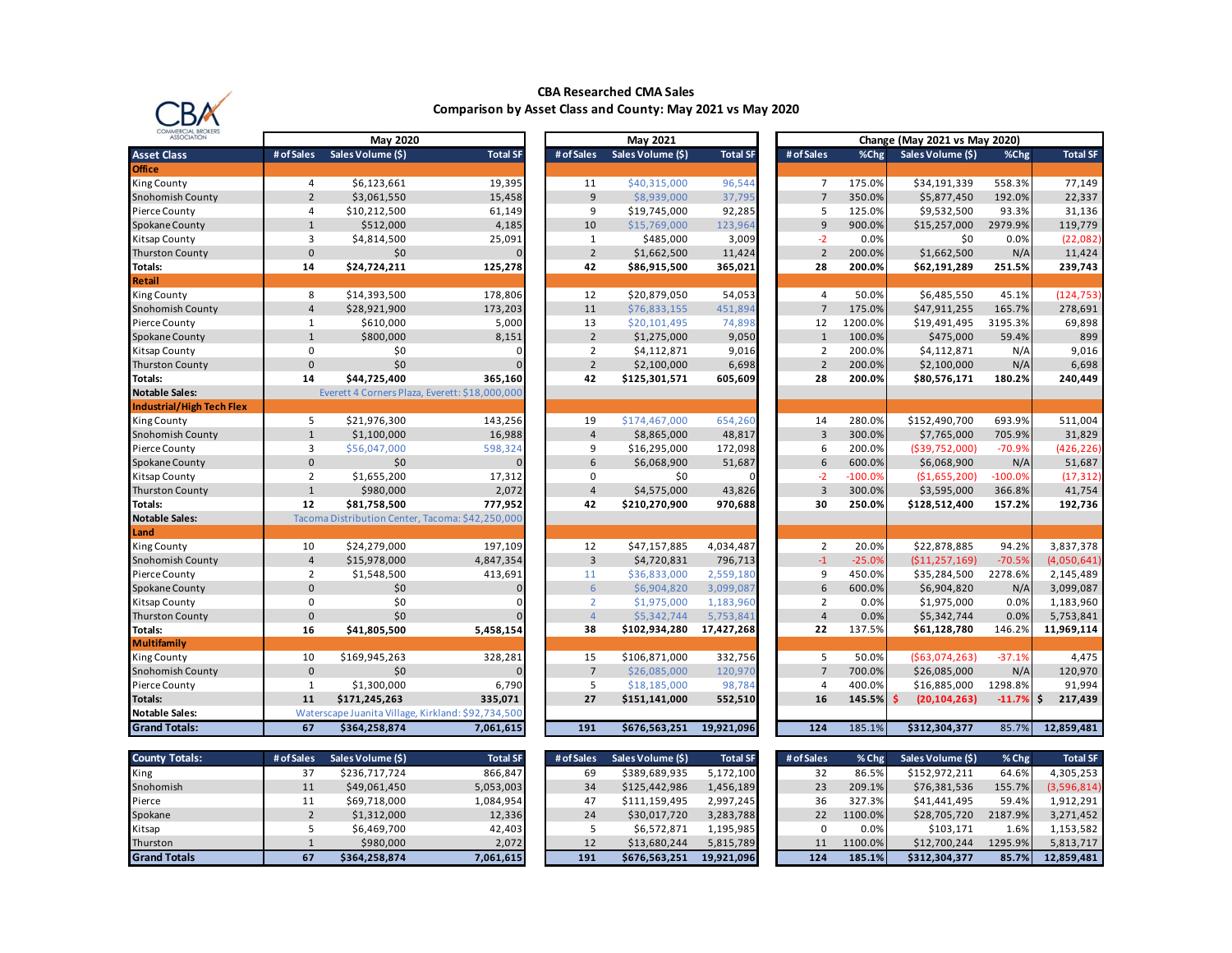# CBA Researched CMA Sales

## Comparison by Asset Class and County: May 2021 vs May 2020

| Asset Class | May 2020 | | | May 2021 | | | Change (May 2021 vs May 2020) | | | | |
|---|---|---|---|---|---|---|---|---|---|---|---|
| | # of Sales | Sales Volume ($) | Total SF | # of Sales | Sales Volume ($) | Total SF | # of Sales | %Chg | Sales Volume ($) | %Chg | Total SF |
| **Office** | | | | | | | | | | | |
| King County | 4 | $6,123,661 | 19,395 | 11 | $40,315,000 | 96,544 | 7 | 175.0% | $34,191,339 | 558.3% | 77,149 |
| Snohomish County | 2 | $3,061,550 | 15,458 | 9 | $8,939,000 | 37,795 | 7 | 350.0% | $5,877,450 | 192.0% | 22,337 |
| Pierce County | 4 | $10,212,500 | 61,149 | 9 | $19,745,000 | 92,285 | 5 | 125.0% | $9,532,500 | 93.3% | 31,136 |
| Spokane County | 1 | $512,000 | 4,185 | 10 | $15,769,000 | 123,964 | 9 | 900.0% | $15,257,000 | 2979.9% | 119,779 |
| Kitsap County | 3 | $4,814,500 | 25,091 | 1 | $485,000 | 3,009 | -2 | 0.0% | $0 | 0.0% | (22,082) |
| Thurston County | 0 | $0 | 0 | 2 | $1,662,500 | 11,424 | 2 | 200.0% | $1,662,500 | N/A | 11,424 |
| **Totals:** | **14** | **$24,724,211** | **125,278** | **42** | **$86,915,500** | **365,021** | **28** | **200.0%** | **$62,191,289** | **251.5%** | **239,743** |
| **Retail** | | | | | | | | | | | |
| King County | 8 | $14,393,500 | 178,806 | 12 | $20,879,050 | 54,053 | 4 | 50.0% | $6,485,550 | 45.1% | (124,753) |
| Snohomish County | 4 | $28,921,900 | 173,203 | 11 | $76,833,155 | 451,894 | 7 | 175.0% | $47,911,255 | 165.7% | 278,691 |
| Pierce County | 1 | $610,000 | 5,000 | 13 | $20,101,495 | 74,898 | 12 | 1200.0% | $19,491,495 | 3195.3% | 69,898 |
| Spokane County | 1 | $800,000 | 8,151 | 2 | $1,275,000 | 9,050 | 1 | 100.0% | $475,000 | 59.4% | 899 |
| Kitsap County | 0 | $0 | 0 | 2 | $4,112,871 | 9,016 | 2 | 200.0% | $4,112,871 | N/A | 9,016 |
| Thurston County | 0 | $0 | 0 | 2 | $2,100,000 | 6,698 | 2 | 200.0% | $2,100,000 | N/A | 6,698 |
| **Totals:** | **14** | **$44,725,400** | **365,160** | **42** | **$125,301,571** | **605,609** | **28** | **200.0%** | **$80,576,171** | **180.2%** | **240,449** |
| **Notable Sales:** | Everett 4 Corners Plaza, Everett: $18,000,000 | | | | | | | | | | |
| **Industrial/High Tech Flex** | | | | | | | | | | | |
| King County | 5 | $21,976,300 | 143,256 | 19 | $174,467,000 | 654,260 | 14 | 280.0% | $152,490,700 | 693.9% | 511,004 |
| Snohomish County | 1 | $1,100,000 | 16,988 | 4 | $8,865,000 | 48,817 | 3 | 300.0% | $7,765,000 | 705.9% | 31,829 |
| Pierce County | 3 | $56,047,000 | 598,324 | 9 | $16,295,000 | 172,098 | 6 | 200.0% | ($39,752,000) | -70.9% | (426,226) |
| Spokane County | 0 | $0 | 0 | 6 | $6,068,900 | 51,687 | 6 | 600.0% | $6,068,900 | N/A | 51,687 |
| Kitsap County | 2 | $1,655,200 | 17,312 | 0 | $0 | 0 | -2 | -100.0% | ($1,655,200) | -100.0% | (17,312) |
| Thurston County | 1 | $980,000 | 2,072 | 4 | $4,575,000 | 43,826 | 3 | 300.0% | $3,595,000 | 366.8% | 41,754 |
| **Totals:** | **12** | **$81,758,500** | **777,952** | **42** | **$210,270,900** | **970,688** | **30** | **250.0%** | **$128,512,400** | **157.2%** | **192,736** |
| **Notable Sales:** | Tacoma Distribution Center, Tacoma: $42,250,000 | | | | | | | | | | |
| **Land** | | | | | | | | | | | |
| King County | 10 | $24,279,000 | 197,109 | 12 | $47,157,885 | 4,034,487 | 2 | 20.0% | $22,878,885 | 94.2% | 3,837,378 |
| Snohomish County | 4 | $15,978,000 | 4,847,354 | 3 | $4,720,831 | 796,713 | -1 | -25.0% | ($11,257,169) | -70.5% | (4,050,641) |
| Pierce County | 2 | $1,548,500 | 413,691 | 11 | $36,833,000 | 2,559,180 | 9 | 450.0% | $35,284,500 | 2278.6% | 2,145,489 |
| Spokane County | 0 | $0 | 0 | 6 | $6,904,820 | 3,099,087 | 6 | 600.0% | $6,904,820 | N/A | 3,099,087 |
| Kitsap County | 0 | $0 | 0 | 2 | $1,975,000 | 1,183,960 | 2 | 0.0% | $1,975,000 | 0.0% | 1,183,960 |
| Thurston County | 0 | $0 | 0 | 4 | $5,342,744 | 5,753,841 | 4 | 0.0% | $5,342,744 | 0.0% | 5,753,841 |
| **Totals:** | **16** | **$41,805,500** | **5,458,154** | **38** | **$102,934,280** | **17,427,268** | **22** | **137.5%** | **$61,128,780** | **146.2%** | **11,969,114** |
| **Multifamily** | | | | | | | | | | | |
| King County | 10 | $169,945,263 | 328,281 | 15 | $106,871,000 | 332,756 | 5 | 50.0% | ($63,074,263) | -37.1% | 4,475 |
| Snohomish County | 0 | $0 | 0 | 7 | $26,085,000 | 120,970 | 7 | 700.0% | $26,085,000 | N/A | 120,970 |
| Pierce County | 1 | $1,300,000 | 6,790 | 5 | $18,185,000 | 98,784 | 4 | 400.0% | $16,885,000 | 1298.8% | 91,994 |
| **Totals:** | **11** | **$171,245,263** | **335,071** | **27** | **$151,141,000** | **552,510** | **16** | **145.5%** | **$ (20,104,263)** | **-11.7%** | **$ 217,439** |
| **Notable Sales:** | Waterscape Juanita Village, Kirkland: $92,734,500 | | | | | | | | | | |
| **Grand Totals:** | **67** | **$364,258,874** | **7,061,615** | **191** | **$676,563,251** | **19,921,096** | **124** | **185.1%** | **$312,304,377** | **85.7%** | **12,859,481** |

| County Totals: | # of Sales | Sales Volume ($) | Total SF | # of Sales | Sales Volume ($) | Total SF | # of Sales | % Chg | Sales Volume ($) | % Chg | Total SF |
|---|---|---|---|---|---|---|---|---|---|---|---|
| King | 37 | $236,717,724 | 866,847 | 69 | $389,689,935 | 5,172,100 | 32 | 86.5% | $152,972,211 | 64.6% | 4,305,253 |
| Snohomish | 11 | $49,061,450 | 5,053,003 | 34 | $125,442,986 | 1,456,189 | 23 | 209.1% | $76,381,536 | 155.7% | (3,596,814) |
| Pierce | 11 | $69,718,000 | 1,084,954 | 47 | $111,159,495 | 2,997,245 | 36 | 327.3% | $41,441,495 | 59.4% | 1,912,291 |
| Spokane | 2 | $1,312,000 | 12,336 | 24 | $30,017,720 | 3,283,788 | 22 | 1100.0% | $28,705,720 | 2187.9% | 3,271,452 |
| Kitsap | 5 | $6,469,700 | 42,403 | 5 | $6,572,871 | 1,195,985 | 0 | 0.0% | $103,171 | 1.6% | 1,153,582 |
| Thurston | 1 | $980,000 | 2,072 | 12 | $13,680,244 | 5,815,789 | 11 | 1100.0% | $12,700,244 | 1295.9% | 5,813,717 |
| **Grand Totals** | **67** | **$364,258,874** | **7,061,615** | **191** | **$676,563,251** | **19,921,096** | **124** | **185.1%** | **$312,304,377** | **85.7%** | **12,859,481** |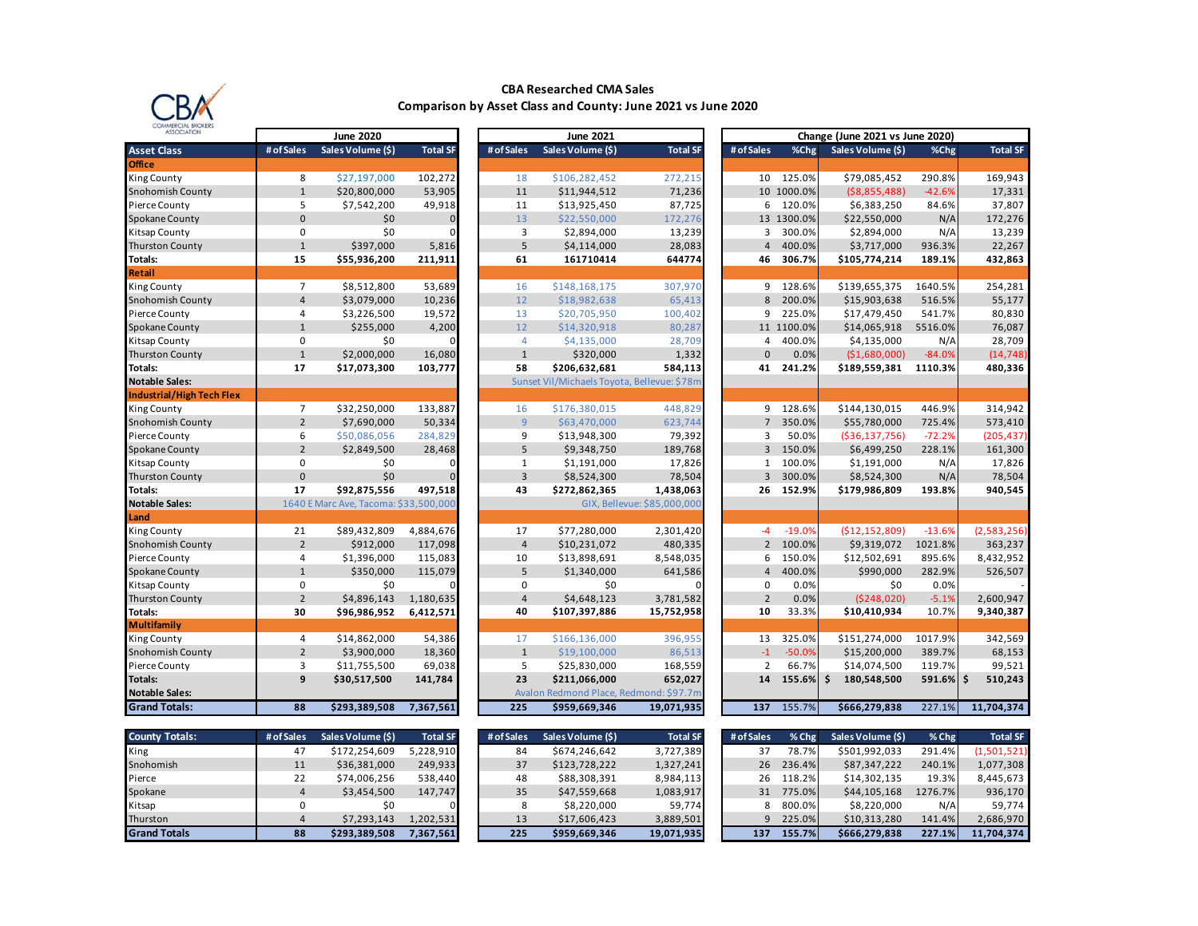# CBA Researched CMA Sales

## Comparison by Asset Class and County: June 2021 vs June 2020

| | June 2020 | | | June 2021 | | | Change (June 2021 vs June 2020) | | | | |
|---|---|---|---|---|---|---|---|---|---|---|---|
| Asset Class | # of Sales | Sales Volume ($) | Total SF | # of Sales | Sales Volume ($) | Total SF | # of Sales | %Chg | Sales Volume ($) | %Chg | Total SF |
| **Office** | | | | | | | | | | | |
| King County | 8 | $27,197,000 | 102,272 | 18 | $106,282,452 | 272,215 | 10 | 125.0% | $79,085,452 | 290.8% | 169,943 |
| Snohomish County | 1 | $20,800,000 | 53,905 | 11 | $11,944,512 | 71,236 | 10 | 1000.0% | ($8,855,488) | -42.6% | 17,331 |
| Pierce County | 5 | $7,542,200 | 49,918 | 11 | $13,925,450 | 87,725 | 6 | 120.0% | $6,383,250 | 84.6% | 37,807 |
| Spokane County | 0 | $0 | 0 | 13 | $22,550,000 | 172,276 | 13 | 1300.0% | $22,550,000 | N/A | 172,276 |
| Kitsap County | 0 | $0 | 0 | 3 | $2,894,000 | 13,239 | 3 | 300.0% | $2,894,000 | N/A | 13,239 |
| Thurston County | 1 | $397,000 | 5,816 | 5 | $4,114,000 | 28,083 | 4 | 400.0% | $3,717,000 | 936.3% | 22,267 |
| **Totals:** | **15** | **$55,936,200** | **211,911** | **61** | **161710414** | **644774** | **46** | **306.7%** | **$105,774,214** | **189.1%** | **432,863** |
| **Retail** | | | | | | | | | | | |
| King County | 7 | $8,512,800 | 53,689 | 16 | $148,168,175 | 307,970 | 9 | 128.6% | $139,655,375 | 1640.5% | 254,281 |
| Snohomish County | 4 | $3,079,000 | 10,236 | 12 | $18,982,638 | 65,413 | 8 | 200.0% | $15,903,638 | 516.5% | 55,177 |
| Pierce County | 4 | $3,226,500 | 19,572 | 13 | $20,705,950 | 100,402 | 9 | 225.0% | $17,479,450 | 541.7% | 80,830 |
| Spokane County | 1 | $255,000 | 4,200 | 12 | $14,320,918 | 80,287 | 11 | 1100.0% | $14,065,918 | 5516.0% | 76,087 |
| Kitsap County | 0 | $0 | 0 | 4 | $4,135,000 | 28,709 | 4 | 400.0% | $4,135,000 | N/A | 28,709 |
| Thurston County | 1 | $2,000,000 | 16,080 | 1 | $320,000 | 1,332 | 0 | 0.0% | ($1,680,000) | -84.0% | (14,748) |
| **Totals:** | **17** | **$17,073,300** | **103,777** | **58** | **$206,632,681** | **584,113** | **41** | **241.2%** | **$189,559,381** | **1110.3%** | **480,336** |
| **Notable Sales:** | | | | Sunset Vil/Michaels Toyota, Bellevue: $78m | | | | | | | |
| **Industrial/High Tech Flex** | | | | | | | | | | | |
| King County | 7 | $32,250,000 | 133,887 | 16 | $176,380,015 | 448,829 | 9 | 128.6% | $144,130,015 | 446.9% | 314,942 |
| Snohomish County | 2 | $7,690,000 | 50,334 | 9 | $63,470,000 | 623,744 | 7 | 350.0% | $55,780,000 | 725.4% | 573,410 |
| Pierce County | 6 | $50,086,056 | 284,829 | 9 | $13,948,300 | 79,392 | 3 | 50.0% | ($36,137,756) | -72.2% | (205,437) |
| Spokane County | 2 | $2,849,500 | 28,468 | 5 | $9,348,750 | 189,768 | 3 | 150.0% | $6,499,250 | 228.1% | 161,300 |
| Kitsap County | 0 | $0 | 0 | 1 | $1,191,000 | 17,826 | 1 | 100.0% | $1,191,000 | N/A | 17,826 |
| Thurston County | 0 | $0 | 0 | 3 | $8,524,300 | 78,504 | 3 | 300.0% | $8,524,300 | N/A | 78,504 |
| **Totals:** | **17** | **$92,875,556** | **497,518** | **43** | **$272,862,365** | **1,438,063** | **26** | **152.9%** | **$179,986,809** | **193.8%** | **940,545** |
| **Notable Sales:** | 1640 E Marc Ave, Tacoma: $33,500,000 | | | GIX, Bellevue: $85,000,000 | | | | | | | |
| **Land** | | | | | | | | | | | |
| King County | 21 | $89,432,809 | 4,884,676 | 17 | $77,280,000 | 2,301,420 | -4 | -19.0% | ($12,152,809) | -13.6% | (2,583,256) |
| Snohomish County | 2 | $912,000 | 117,098 | 4 | $10,231,072 | 480,335 | 2 | 100.0% | $9,319,072 | 1021.8% | 363,237 |
| Pierce County | 4 | $1,396,000 | 115,083 | 10 | $13,898,691 | 8,548,035 | 6 | 150.0% | $12,502,691 | 895.6% | 8,432,952 |
| Spokane County | 1 | $350,000 | 115,079 | 5 | $1,340,000 | 641,586 | 4 | 400.0% | $990,000 | 282.9% | 526,507 |
| Kitsap County | 0 | $0 | 0 | 0 | $0 | 0 | 0 | 0.0% | $0 | 0.0% | - |
| Thurston County | 2 | $4,896,143 | 1,180,635 | 4 | $4,648,123 | 3,781,582 | 2 | 0.0% | ($248,020) | -5.1% | 2,600,947 |
| **Totals:** | **30** | **$96,986,952** | **6,412,571** | **40** | **$107,397,886** | **15,752,958** | **10** | **33.3%** | **$10,410,934** | **10.7%** | **9,340,387** |
| **Multifamily** | | | | | | | | | | | |
| King County | 4 | $14,862,000 | 54,386 | 17 | $166,136,000 | 396,955 | 13 | 325.0% | $151,274,000 | 1017.9% | 342,569 |
| Snohomish County | 2 | $3,900,000 | 18,360 | 1 | $19,100,000 | 86,513 | -1 | -50.0% | $15,200,000 | 389.7% | 68,153 |
| Pierce County | 3 | $11,755,500 | 69,038 | 5 | $25,830,000 | 168,559 | 2 | 66.7% | $14,074,500 | 119.7% | 99,521 |
| **Totals:** | **9** | **$30,517,500** | **141,784** | **23** | **$211,066,000** | **652,027** | **14** | **155.6%** | **$ 180,548,500** | **591.6%** | **$ 510,243** |
| **Notable Sales:** | | | | Avalon Redmond Place, Redmond: $97.7m | | | | | | | |
| **Grand Totals:** | **88** | **$293,389,508** | **7,367,561** | **225** | **$959,669,346** | **19,071,935** | **137** | **155.7%** | **$666,279,838** | **227.1%** | **11,704,374** |

| County Totals: | # of Sales | Sales Volume ($) | Total SF | # of Sales | Sales Volume ($) | Total SF | # of Sales | % Chg | Sales Volume ($) | % Chg | Total SF |
|---|---|---|---|---|---|---|---|---|---|---|---|
| King | 47 | $172,254,609 | 5,228,910 | 84 | $674,246,642 | 3,727,389 | 37 | 78.7% | $501,992,033 | 291.4% | (1,501,521) |
| Snohomish | 11 | $36,381,000 | 249,933 | 37 | $123,728,222 | 1,327,241 | 26 | 236.4% | $87,347,222 | 240.1% | 1,077,308 |
| Pierce | 22 | $74,006,256 | 538,440 | 48 | $88,308,391 | 8,984,113 | 26 | 118.2% | $14,302,135 | 19.3% | 8,445,673 |
| Spokane | 4 | $3,454,500 | 147,747 | 35 | $47,559,668 | 1,083,917 | 31 | 775.0% | $44,105,168 | 1276.7% | 936,170 |
| Kitsap | 0 | $0 | 0 | 8 | $8,220,000 | 59,774 | 8 | 800.0% | $8,220,000 | N/A | 59,774 |
| Thurston | 4 | $7,293,143 | 1,202,531 | 13 | $17,606,423 | 3,889,501 | 9 | 225.0% | $10,313,280 | 141.4% | 2,686,970 |
| **Grand Totals** | **88** | **$293,389,508** | **7,367,561** | **225** | **$959,669,346** | **19,071,935** | **137** | **155.7%** | **$666,279,838** | **227.1%** | **11,704,374** |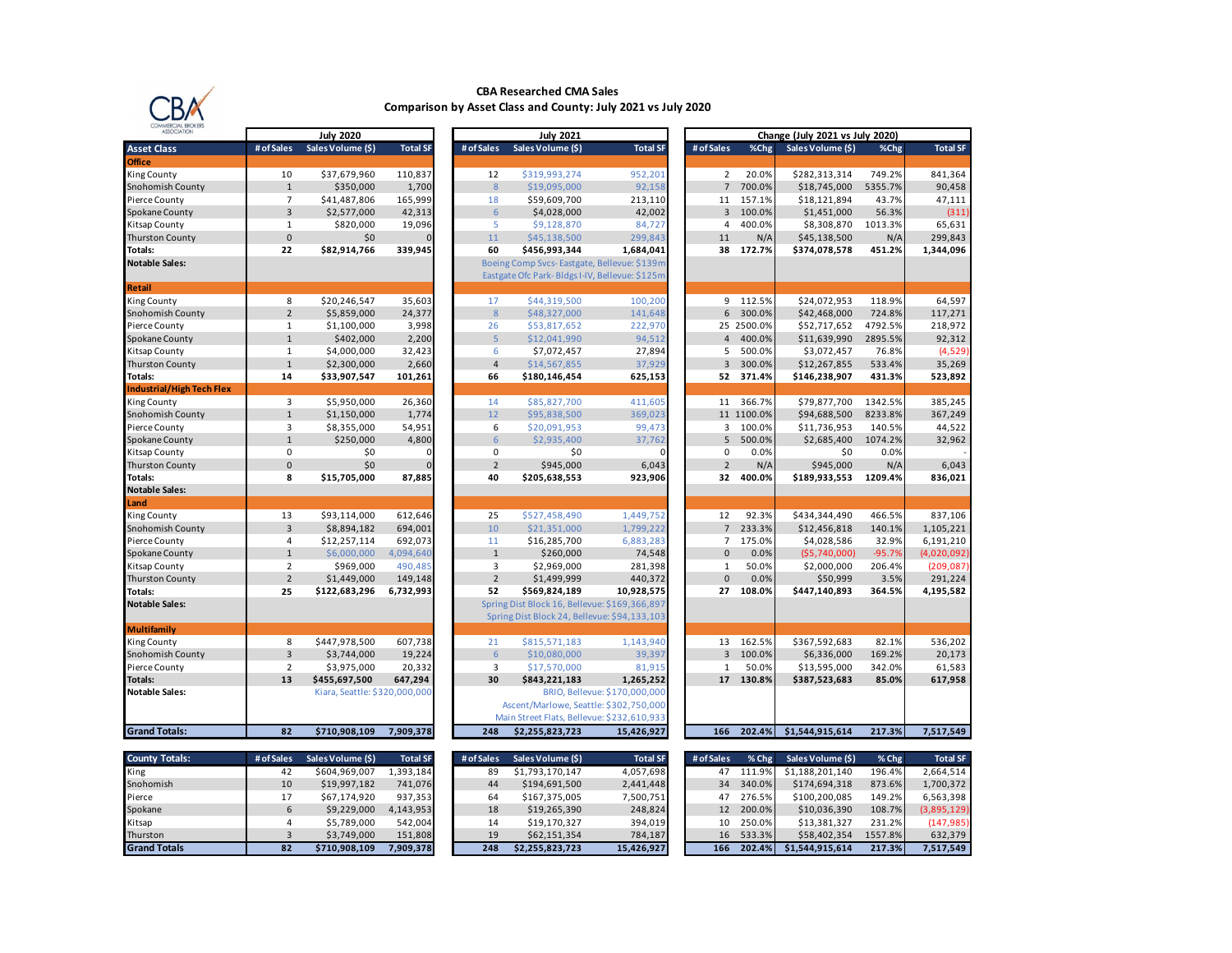**CBA Researched CMA Sales**
**Comparison by Asset Class and County: July 2021 vs July 2020**

| | July 2020 | | | July 2021 | | | Change (July 2021 vs July 2020) | | | | |
|---|---|---|---|---|---|---|---|---|---|---|---|
| **Asset Class** | **# of Sales** | **Sales Volume ($)** | **Total SF** | **# of Sales** | **Sales Volume ($)** | **Total SF** | **# of Sales** | **%Chg** | **Sales Volume ($)** | **%Chg** | **Total SF** |
| **Office** | | | | | | | | | | | |
| King County | 10 | $37,679,960 | 110,837 | 12 | $319,993,274 | 952,201 | 2 | 20.0% | $282,313,314 | 749.2% | 841,364 |
| Snohomish County | 1 | $350,000 | 1,700 | 8 | $19,095,000 | 92,158 | 7 | 700.0% | $18,745,000 | 5355.7% | 90,458 |
| Pierce County | 7 | $41,487,806 | 165,999 | 18 | $59,609,700 | 213,110 | 11 | 157.1% | $18,121,894 | 43.7% | 47,111 |
| Spokane County | 3 | $2,577,000 | 42,313 | 6 | $4,028,000 | 42,002 | 3 | 100.0% | $1,451,000 | 56.3% | (311) |
| Kitsap County | 1 | $820,000 | 19,096 | 5 | $9,128,870 | 84,727 | 4 | 400.0% | $8,308,870 | 1013.3% | 65,631 |
| Thurston County | 0 | $0 | 0 | 11 | $45,138,500 | 299,843 | 11 | N/A | $45,138,500 | N/A | 299,843 |
| **Totals:** | **22** | **$82,914,766** | **339,945** | **60** | **$456,993,344** | **1,684,041** | **38** | **172.7%** | **$374,078,578** | **451.2%** | **1,344,096** |
| **Notable Sales:** | | | | Boeing Comp Svcs- Eastgate, Bellevue: $139m<br>Eastgate Ofc Park- Bldgs I-IV, Bellevue: $125m | | | | | | | |
| **Retail** | | | | | | | | | | | |
| King County | 8 | $20,246,547 | 35,603 | 17 | $44,319,500 | 100,200 | 9 | 112.5% | $24,072,953 | 118.9% | 64,597 |
| Snohomish County | 2 | $5,859,000 | 24,377 | 8 | $48,327,000 | 141,648 | 6 | 300.0% | $42,468,000 | 724.8% | 117,271 |
| Pierce County | 1 | $1,100,000 | 3,998 | 26 | $53,817,652 | 222,970 | 25 | 2500.0% | $52,717,652 | 4792.5% | 218,972 |
| Spokane County | 1 | $402,000 | 2,200 | 5 | $12,041,990 | 94,512 | 4 | 400.0% | $11,639,990 | 2895.5% | 92,312 |
| Kitsap County | 1 | $4,000,000 | 32,423 | 6 | $7,072,457 | 27,894 | 5 | 500.0% | $3,072,457 | 76.8% | (4,529) |
| Thurston County | 1 | $2,300,000 | 2,660 | 4 | $14,567,855 | 37,929 | 3 | 300.0% | $12,267,855 | 533.4% | 35,269 |
| **Totals:** | **14** | **$33,907,547** | **101,261** | **66** | **$180,146,454** | **625,153** | **52** | **371.4%** | **$146,238,907** | **431.3%** | **523,892** |
| **Industrial/High Tech Flex** | | | | | | | | | | | |
| King County | 3 | $5,950,000 | 26,360 | 14 | $85,827,700 | 411,605 | 11 | 366.7% | $79,877,700 | 1342.5% | 385,245 |
| Snohomish County | 1 | $1,150,000 | 1,774 | 12 | $95,838,500 | 369,023 | 11 | 1100.0% | $94,688,500 | 8233.8% | 367,249 |
| Pierce County | 3 | $8,355,000 | 54,951 | 6 | $20,091,953 | 99,473 | 3 | 100.0% | $11,736,953 | 140.5% | 44,522 |
| Spokane County | 1 | $250,000 | 4,800 | 6 | $2,935,400 | 37,762 | 5 | 500.0% | $2,685,400 | 1074.2% | 32,962 |
| Kitsap County | 0 | $0 | 0 | 0 | $0 | 0 | 0 | 0.0% | $0 | 0.0% | - |
| Thurston County | 0 | $0 | 0 | 2 | $945,000 | 6,043 | 2 | N/A | $945,000 | N/A | 6,043 |
| **Totals:** | **8** | **$15,705,000** | **87,885** | **40** | **$205,638,553** | **923,906** | **32** | **400.0%** | **$189,933,553** | **1209.4%** | **836,021** |
| **Notable Sales:** | | | | | | | | | | | |
| **Land** | | | | | | | | | | | |
| King County | 13 | $93,114,000 | 612,646 | 25 | $527,458,490 | 1,449,752 | 12 | 92.3% | $434,344,490 | 466.5% | 837,106 |
| Snohomish County | 3 | $8,894,182 | 694,001 | 10 | $21,351,000 | 1,799,222 | 7 | 233.3% | $12,456,818 | 140.1% | 1,105,221 |
| Pierce County | 4 | $12,257,114 | 692,073 | 11 | $16,285,700 | 6,883,283 | 7 | 175.0% | $4,028,586 | 32.9% | 6,191,210 |
| Spokane County | 1 | $6,000,000 | 4,094,640 | 1 | $260,000 | 74,548 | 0 | 0.0% | ($5,740,000) | -95.7% | (4,020,092) |
| Kitsap County | 2 | $969,000 | 490,485 | 3 | $2,969,000 | 281,398 | 1 | 50.0% | $2,000,000 | 206.4% | (209,087) |
| Thurston County | 2 | $1,449,000 | 149,148 | 2 | $1,499,999 | 440,372 | 0 | 0.0% | $50,999 | 3.5% | 291,224 |
| **Totals:** | **25** | **$122,683,296** | **6,732,993** | **52** | **$569,824,189** | **10,928,575** | **27** | **108.0%** | **$447,140,893** | **364.5%** | **4,195,582** |
| **Notable Sales:** | | | | Spring Dist Block 16, Bellevue: $169,366,897<br>Spring Dist Block 24, Bellevue: $94,133,103 | | | | | | | |
| **Multifamily** | | | | | | | | | | | |
| King County | 8 | $447,978,500 | 607,738 | 21 | $815,571,183 | 1,143,940 | 13 | 162.5% | $367,592,683 | 82.1% | 536,202 |
| Snohomish County | 3 | $3,744,000 | 19,224 | 6 | $10,080,000 | 39,397 | 3 | 100.0% | $6,336,000 | 169.2% | 20,173 |
| Pierce County | 2 | $3,975,000 | 20,332 | 3 | $17,570,000 | 81,915 | 1 | 50.0% | $13,595,000 | 342.0% | 61,583 |
| **Totals:** | **13** | **$455,697,500** | **647,294** | **30** | **$843,221,183** | **1,265,252** | **17** | **130.8%** | **$387,523,683** | **85.0%** | **617,958** |
| **Notable Sales:** | Kiara, Seattle: $320,000,000 | | | BRIO, Bellevue: $170,000,000<br>Ascent/Marlowe, Seattle: $302,750,000<br>Main Street Flats, Bellevue: $232,610,933 | | | | | | | |
| **Grand Totals:** | **82** | **$710,908,109** | **7,909,378** | **248** | **$2,255,823,723** | **15,426,927** | **166** | **202.4%** | **$1,544,915,614** | **217.3%** | **7,517,549** |

| **County Totals:** | **# of Sales** | **Sales Volume ($)** | **Total SF** | **# of Sales** | **Sales Volume ($)** | **Total SF** | **# of Sales** | **% Chg** | **Sales Volume ($)** | **% Chg** | **Total SF** |
|---|---|---|---|---|---|---|---|---|---|---|---|
| King | 42 | $604,969,007 | 1,393,184 | 89 | $1,793,170,147 | 4,057,698 | 47 | 111.9% | $1,188,201,140 | 196.4% | 2,664,514 |
| Snohomish | 10 | $19,997,182 | 741,076 | 44 | $194,691,500 | 2,441,448 | 34 | 340.0% | $174,694,318 | 873.6% | 1,700,372 |
| Pierce | 17 | $67,174,920 | 937,353 | 64 | $167,375,005 | 7,500,751 | 47 | 276.5% | $100,200,085 | 149.2% | 6,563,398 |
| Spokane | 6 | $9,229,000 | 4,143,953 | 18 | $19,265,390 | 248,824 | 12 | 200.0% | $10,036,390 | 108.7% | (3,895,129) |
| Kitsap | 4 | $5,789,000 | 542,004 | 14 | $19,170,327 | 394,019 | 10 | 250.0% | $13,381,327 | 231.2% | (147,985) |
| Thurston | 3 | $3,749,000 | 151,808 | 19 | $62,151,354 | 784,187 | 16 | 533.3% | $58,402,354 | 1557.8% | 632,379 |
| **Grand Totals** | **82** | **$710,908,109** | **7,909,378** | **248** | **$2,255,823,723** | **15,426,927** | **166** | **202.4%** | **$1,544,915,614** | **217.3%** | **7,517,549** |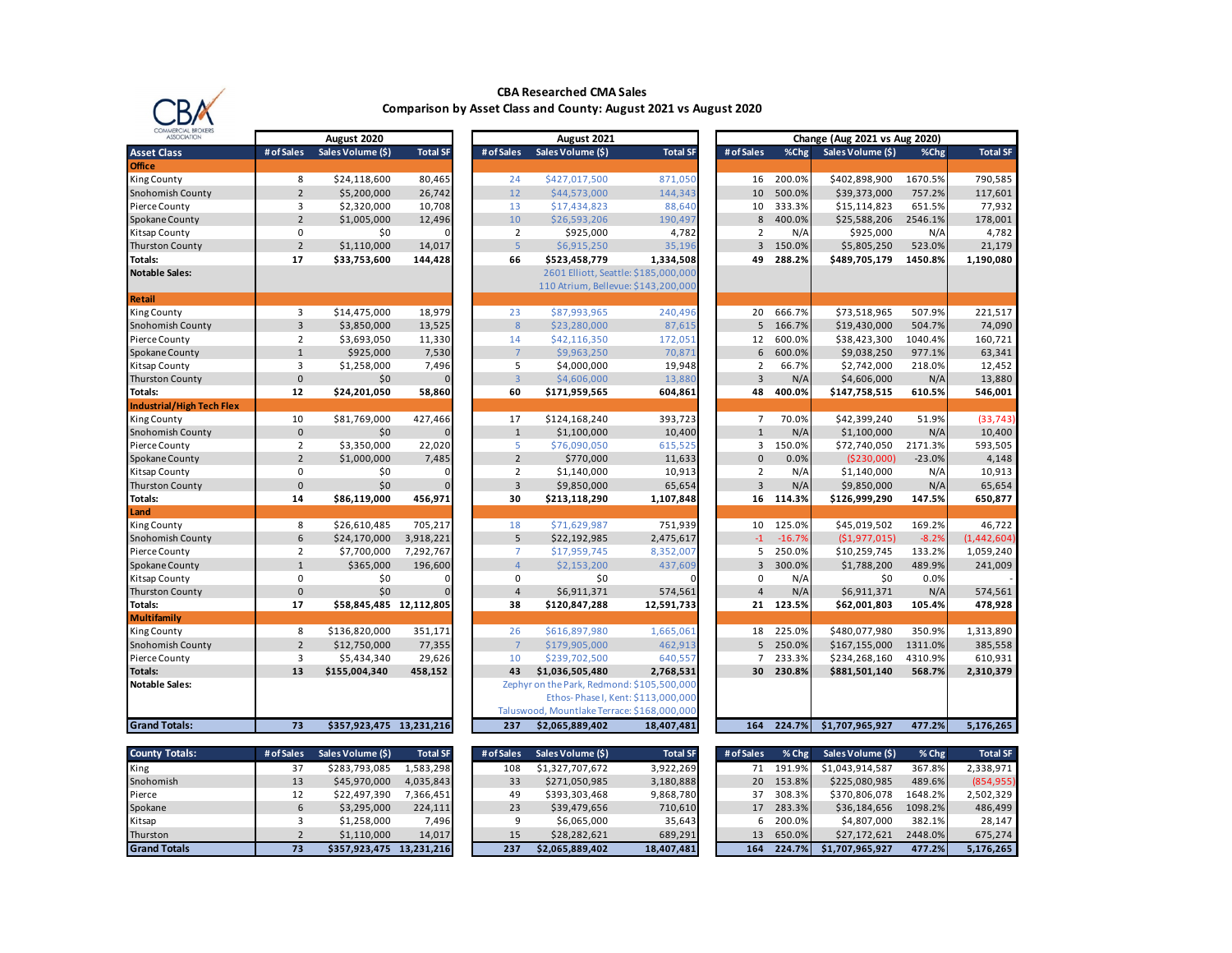# CBA Researched CMA Sales

## Comparison by Asset Class and County: August 2021 vs August 2020

| Asset Class | August 2020 | | | August 2021 | | | Change (Aug 2021 vs Aug 2020) | | | | |
|---|---|---|---|---|---|---|---|---|---|---|---|
| | # of Sales | Sales Volume ($) | Total SF | # of Sales | Sales Volume ($) | Total SF | # of Sales | %Chg | Sales Volume ($) | %Chg | Total SF |
| **Office** | | | | | | | | | | | |
| King County | 8 | $24,118,600 | 80,465 | 24 | $427,017,500 | 871,050 | 16 | 200.0% | $402,898,900 | 1670.5% | 790,585 |
| Snohomish County | 2 | $5,200,000 | 26,742 | 12 | $44,573,000 | 144,343 | 10 | 500.0% | $39,373,000 | 757.2% | 117,601 |
| Pierce County | 3 | $2,320,000 | 10,708 | 13 | $17,434,823 | 88,640 | 10 | 333.3% | $15,114,823 | 651.5% | 77,932 |
| Spokane County | 2 | $1,005,000 | 12,496 | 10 | $26,593,206 | 190,497 | 8 | 400.0% | $25,588,206 | 2546.1% | 178,001 |
| Kitsap County | 0 | $0 | 0 | 2 | $925,000 | 4,782 | 2 | N/A | $925,000 | N/A | 4,782 |
| Thurston County | 2 | $1,110,000 | 14,017 | 5 | $6,915,250 | 35,196 | 3 | 150.0% | $5,805,250 | 523.0% | 21,179 |
| **Totals:** | **17** | **$33,753,600** | **144,428** | **66** | **$523,458,779** | **1,334,508** | **49** | **288.2%** | **$489,705,179** | **1450.8%** | **1,190,080** |
| **Notable Sales:** | | | | 2601 Elliott, Seattle: $185,000,000<br>110 Atrium, Bellevue: $143,200,000 | | | | | | | |
| **Retail** | | | | | | | | | | | |
| King County | 3 | $14,475,000 | 18,979 | 23 | $87,993,965 | 240,496 | 20 | 666.7% | $73,518,965 | 507.9% | 221,517 |
| Snohomish County | 3 | $3,850,000 | 13,525 | 8 | $23,280,000 | 87,615 | 5 | 166.7% | $19,430,000 | 504.7% | 74,090 |
| Pierce County | 2 | $3,693,050 | 11,330 | 14 | $42,116,350 | 172,051 | 12 | 600.0% | $38,423,300 | 1040.4% | 160,721 |
| Spokane County | 1 | $925,000 | 7,530 | 7 | $9,963,250 | 70,871 | 6 | 600.0% | $9,038,250 | 977.1% | 63,341 |
| Kitsap County | 3 | $1,258,000 | 7,496 | 5 | $4,000,000 | 19,948 | 2 | 66.7% | $2,742,000 | 218.0% | 12,452 |
| Thurston County | 0 | $0 | 0 | 3 | $4,606,000 | 13,880 | 3 | N/A | $4,606,000 | N/A | 13,880 |
| **Totals:** | **12** | **$24,201,050** | **58,860** | **60** | **$171,959,565** | **604,861** | **48** | **400.0%** | **$147,758,515** | **610.5%** | **546,001** |
| **Industrial/High Tech Flex** | | | | | | | | | | | |
| King County | 10 | $81,769,000 | 427,466 | 17 | $124,168,240 | 393,723 | 7 | 70.0% | $42,399,240 | 51.9% | (33,743) |
| Snohomish County | 0 | $0 | 0 | 1 | $1,100,000 | 10,400 | 1 | N/A | $1,100,000 | N/A | 10,400 |
| Pierce County | 2 | $3,350,000 | 22,020 | 5 | $76,090,050 | 615,525 | 3 | 150.0% | $72,740,050 | 2171.3% | 593,505 |
| Spokane County | 2 | $1,000,000 | 7,485 | 2 | $770,000 | 11,633 | 0 | 0.0% | ($230,000) | -23.0% | 4,148 |
| Kitsap County | 0 | $0 | 0 | 2 | $1,140,000 | 10,913 | 2 | N/A | $1,140,000 | N/A | 10,913 |
| Thurston County | 0 | $0 | 0 | 3 | $9,850,000 | 65,654 | 3 | N/A | $9,850,000 | N/A | 65,654 |
| **Totals:** | **14** | **$86,119,000** | **456,971** | **30** | **$213,118,290** | **1,107,848** | **16** | **114.3%** | **$126,999,290** | **147.5%** | **650,877** |
| **Land** | | | | | | | | | | | |
| King County | 8 | $26,610,485 | 705,217 | 18 | $71,629,987 | 751,939 | 10 | 125.0% | $45,019,502 | 169.2% | 46,722 |
| Snohomish County | 6 | $24,170,000 | 3,918,221 | 5 | $22,192,985 | 2,475,617 | -1 | -16.7% | ($1,977,015) | -8.2% | (1,442,604) |
| Pierce County | 2 | $7,700,000 | 7,292,767 | 7 | $17,959,745 | 8,352,007 | 5 | 250.0% | $10,259,745 | 133.2% | 1,059,240 |
| Spokane County | 1 | $365,000 | 196,600 | 4 | $2,153,200 | 437,609 | 3 | 300.0% | $1,788,200 | 489.9% | 241,009 |
| Kitsap County | 0 | $0 | 0 | 0 | $0 | 0 | 0 | N/A | $0 | 0.0% | - |
| Thurston County | 0 | $0 | 0 | 4 | $6,911,371 | 574,561 | 4 | N/A | $6,911,371 | N/A | 574,561 |
| **Totals:** | **17** | **$58,845,485** | **12,112,805** | **38** | **$120,847,288** | **12,591,733** | **21** | **123.5%** | **$62,001,803** | **105.4%** | **478,928** |
| **Multifamily** | | | | | | | | | | | |
| King County | 8 | $136,820,000 | 351,171 | 26 | $616,897,980 | 1,665,061 | 18 | 225.0% | $480,077,980 | 350.9% | 1,313,890 |
| Snohomish County | 2 | $12,750,000 | 77,355 | 7 | $179,905,000 | 462,913 | 5 | 250.0% | $167,155,000 | 1311.0% | 385,558 |
| Pierce County | 3 | $5,434,340 | 29,626 | 10 | $239,702,500 | 640,557 | 7 | 233.3% | $234,268,160 | 4310.9% | 610,931 |
| **Totals:** | **13** | **$155,004,340** | **458,152** | **43** | **$1,036,505,480** | **2,768,531** | **30** | **230.8%** | **$881,501,140** | **568.7%** | **2,310,379** |
| **Notable Sales:** | | | | Zephyr on the Park, Redmond: $105,500,000<br>Ethos- Phase I, Kent: $113,000,000<br>Taluswood, Mountlake Terrace: $168,000,000 | | | | | | | |
| **Grand Totals:** | **73** | **$357,923,475** | **13,231,216** | **237** | **$2,065,889,402** | **18,407,481** | **164** | **224.7%** | **$1,707,965,927** | **477.2%** | **5,176,265** |

| County Totals: | # of Sales | Sales Volume ($) | Total SF | # of Sales | Sales Volume ($) | Total SF | # of Sales | % Chg | Sales Volume ($) | % Chg | Total SF |
|---|---|---|---|---|---|---|---|---|---|---|---|
| King | 37 | $283,793,085 | 1,583,298 | 108 | $1,327,707,672 | 3,922,269 | 71 | 191.9% | $1,043,914,587 | 367.8% | 2,338,971 |
| Snohomish | 13 | $45,970,000 | 4,035,843 | 33 | $271,050,985 | 3,180,888 | 20 | 153.8% | $225,080,985 | 489.6% | (854,955) |
| Pierce | 12 | $22,497,390 | 7,366,451 | 49 | $393,303,468 | 9,868,780 | 37 | 308.3% | $370,806,078 | 1648.2% | 2,502,329 |
| Spokane | 6 | $3,295,000 | 224,111 | 23 | $39,479,656 | 710,610 | 17 | 283.3% | $36,184,656 | 1098.2% | 486,499 |
| Kitsap | 3 | $1,258,000 | 7,496 | 9 | $6,065,000 | 35,643 | 6 | 200.0% | $4,807,000 | 382.1% | 28,147 |
| Thurston | 2 | $1,110,000 | 14,017 | 15 | $28,282,621 | 689,291 | 13 | 650.0% | $27,172,621 | 2448.0% | 675,274 |
| **Grand Totals** | **73** | **$357,923,475** | **13,231,216** | **237** | **$2,065,889,402** | **18,407,481** | **164** | **224.7%** | **$1,707,965,927** | **477.2%** | **5,176,265** |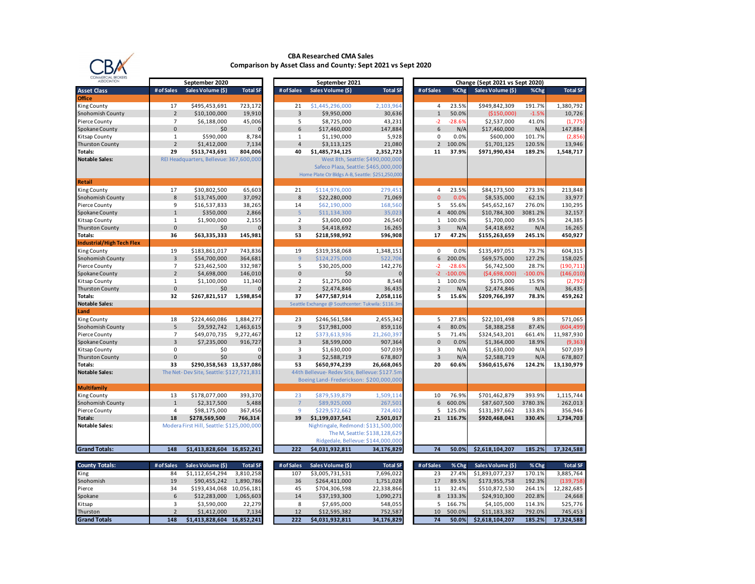**CBA Researched CMA Sales**

**Comparison by Asset Class and County: Sept 2021 vs Sept 2020**

| | September 2020 | | | September 2021 | | | Change (Sept 2021 vs Sept 2020) | | | | |
|---|---|---|---|---|---|---|---|---|---|---|---|
| **Asset Class** | # of Sales | Sales Volume ($) | Total SF | # of Sales | Sales Volume ($) | Total SF | # of Sales | %Chg | Sales Volume ($) | %Chg | Total SF |
| **Office** | | | | | | | | | | | |
| King County | 17 | $495,453,691 | 723,172 | 21 | $1,445,296,000 | 2,103,964 | 4 | 23.5% | $949,842,309 | 191.7% | 1,380,792 |
| Snohomish County | 2 | $10,100,000 | 19,910 | 3 | $9,950,000 | 30,636 | 1 | 50.0% | ($150,000) | -1.5% | 10,726 |
| Pierce County | 7 | $6,188,000 | 45,006 | 5 | $8,725,000 | 43,231 | -2 | -28.6% | $2,537,000 | 41.0% | (1,775) |
| Spokane County | 0 | $0 | 0 | 6 | $17,460,000 | 147,884 | 6 | N/A | $17,460,000 | N/A | 147,884 |
| Kitsap County | 1 | $590,000 | 8,784 | 1 | $1,190,000 | 5,928 | 0 | 0.0% | $600,000 | 101.7% | (2,856) |
| Thurston County | 2 | $1,412,000 | 7,134 | 4 | $3,113,125 | 21,080 | 2 | 100.0% | $1,701,125 | 120.5% | 13,946 |
| **Totals:** | **29** | **$513,743,691** | **804,006** | **40** | **$1,485,734,125** | **2,352,723** | **11** | **37.9%** | **$971,990,434** | **189.2%** | **1,548,717** |
| **Notable Sales:** | REI Headquarters, Bellevue: 367,600,000 | | | West 8th, Seattle: $490,000,000<br>Safeco Plaza, Seattle: $465,000,000<br>Home Plate Ctr Bldgs A-B, Seattle: $251,250,000 | | | | | | | |
| **Retail** | | | | | | | | | | | |
| King County | 17 | $30,802,500 | 65,603 | 21 | $114,976,000 | 279,451 | 4 | 23.5% | $84,173,500 | 273.3% | 213,848 |
| Snohomish County | 8 | $13,745,000 | 37,092 | 8 | $22,280,000 | 71,069 | 0 | 0.0% | $8,535,000 | 62.1% | 33,977 |
| Pierce County | 9 | $16,537,833 | 38,265 | 14 | $62,190,000 | 168,560 | 5 | 55.6% | $45,652,167 | 276.0% | 130,295 |
| Spokane County | 1 | $350,000 | 2,866 | 5 | $11,134,300 | 35,023 | 4 | 400.0% | $10,784,300 | 3081.2% | 32,157 |
| Kitsap County | 1 | $1,900,000 | 2,155 | 2 | $3,600,000 | 26,540 | 1 | 100.0% | $1,700,000 | 89.5% | 24,385 |
| Thurston County | 0 | $0 | 0 | 3 | $4,418,692 | 16,265 | 3 | N/A | $4,418,692 | N/A | 16,265 |
| **Totals:** | **36** | **$63,335,333** | **145,981** | **53** | **$218,598,992** | **596,908** | **17** | **47.2%** | **$155,263,659** | **245.1%** | **450,927** |
| **Industrial/High Tech Flex** | | | | | | | | | | | |
| King County | 19 | $183,861,017 | 743,836 | 19 | $319,358,068 | 1,348,151 | 0 | 0.0% | $135,497,051 | 73.7% | 604,315 |
| Snohomish County | 3 | $54,700,000 | 364,681 | 9 | $124,275,000 | 522,706 | 6 | 200.0% | $69,575,000 | 127.2% | 158,025 |
| Pierce County | 7 | $23,462,500 | 332,987 | 5 | $30,205,000 | 142,276 | -2 | -28.6% | $6,742,500 | 28.7% | (190,711) |
| Spokane County | 2 | $4,698,000 | 146,010 | 0 | $0 | 0 | -2 | -100.0% | ($4,698,000) | -100.0% | (146,010) |
| Kitsap County | 1 | $1,100,000 | 11,340 | 2 | $1,275,000 | 8,548 | 1 | 100.0% | $175,000 | 15.9% | (2,792) |
| Thurston County | 0 | $0 | 0 | 2 | $2,474,846 | 36,435 | 2 | N/A | $2,474,846 | N/A | 36,435 |
| **Totals:** | **32** | **$267,821,517** | **1,598,854** | **37** | **$477,587,914** | **2,058,116** | **5** | **15.6%** | **$209,766,397** | **78.3%** | **459,262** |
| **Notable Sales:** | | | | Seattle Exchange @ Southcenter: Tukwila: $116.3m | | | | | | | |
| **Land** | | | | | | | | | | | |
| King County | 18 | $224,460,086 | 1,884,277 | 23 | $246,561,584 | 2,455,342 | 5 | 27.8% | $22,101,498 | 9.8% | 571,065 |
| Snohomish County | 5 | $9,592,742 | 1,463,615 | 9 | $17,981,000 | 859,116 | 4 | 80.0% | $8,388,258 | 87.4% | (604,499) |
| Pierce County | 7 | $49,070,735 | 9,272,467 | 12 | $373,613,936 | 21,260,397 | 5 | 71.4% | $324,543,201 | 661.4% | 11,987,930 |
| Spokane County | 3 | $7,235,000 | 916,727 | 3 | $8,599,000 | 907,364 | 0 | 0.0% | $1,364,000 | 18.9% | (9,363) |
| Kitsap County | 0 | $0 | 0 | 3 | $1,630,000 | 507,039 | 3 | N/A | $1,630,000 | N/A | 507,039 |
| Thurston County | 0 | $0 | 0 | 3 | $2,588,719 | 678,807 | 3 | N/A | $2,588,719 | N/A | 678,807 |
| **Totals:** | **33** | **$290,358,563** | **13,537,086** | **53** | **$650,974,239** | **26,668,065** | **20** | **60.6%** | **$360,615,676** | **124.2%** | **13,130,979** |
| **Notable Sales:** | The Net- Dev Site, Seattle: $127,721,831 | | | 44th Bellevue- Redev Site, Bellevue: $127.5m<br>Boeing Land- Fredrickson: $200,000,000 | | | | | | | |
| **Multifamily** | | | | | | | | | | | |
| King County | 13 | $178,077,000 | 393,370 | 23 | $879,539,879 | 1,509,114 | 10 | 76.9% | $701,462,879 | 393.9% | 1,115,744 |
| Snohomish County | 1 | $2,317,500 | 5,488 | 7 | $89,925,000 | 267,501 | 6 | 600.0% | $87,607,500 | 3780.3% | 262,013 |
| Pierce County | 4 | $98,175,000 | 367,456 | 9 | $229,572,662 | 724,402 | 5 | 125.0% | $131,397,662 | 133.8% | 356,946 |
| **Totals:** | **18** | **$278,569,500** | **766,314** | **39** | **$1,199,037,541** | **2,501,017** | **21** | **116.7%** | **$920,468,041** | **330.4%** | **1,734,703** |
| **Notable Sales:** | Modera First Hill, Seattle: $125,000,000 | | | Nightingale, Redmond: $131,500,000<br>The M, Seattle: $138,128,629<br>Ridgedale, Bellevue: $144,000,000 | | | | | | | |
| **Grand Totals:** | **148** | **$1,413,828,604** | **16,852,241** | **222** | **$4,031,932,811** | **34,176,829** | **74** | **50.0%** | **$2,618,104,207** | **185.2%** | **17,324,588** |

| **County Totals:** | # of Sales | Sales Volume ($) | Total SF | # of Sales | Sales Volume ($) | Total SF | # of Sales | % Chg | Sales Volume ($) | % Chg | Total SF |
|---|---|---|---|---|---|---|---|---|---|---|---|
| King | 84 | $1,112,654,294 | 3,810,258 | 107 | $3,005,731,531 | 7,696,022 | 23 | 27.4% | $1,893,077,237 | 170.1% | 3,885,764 |
| Snohomish | 19 | $90,455,242 | 1,890,786 | 36 | $264,411,000 | 1,751,028 | 17 | 89.5% | $173,955,758 | 192.3% | (139,758) |
| Pierce | 34 | $193,434,068 | 10,056,181 | 45 | $704,306,598 | 22,338,866 | 11 | 32.4% | $510,872,530 | 264.1% | 12,282,685 |
| Spokane | 6 | $12,283,000 | 1,065,603 | 14 | $37,193,300 | 1,090,271 | 8 | 133.3% | $24,910,300 | 202.8% | 24,668 |
| Kitsap | 3 | $3,590,000 | 22,279 | 8 | $7,695,000 | 548,055 | 5 | 166.7% | $4,105,000 | 114.3% | 525,776 |
| Thurston | 2 | $1,412,000 | 7,134 | 12 | $12,595,382 | 752,587 | 10 | 500.0% | $11,183,382 | 792.0% | 745,453 |
| **Grand Totals** | **148** | **$1,413,828,604** | **16,852,241** | **222** | **$4,031,932,811** | **34,176,829** | **74** | **50.0%** | **$2,618,104,207** | **185.2%** | **17,324,588** |